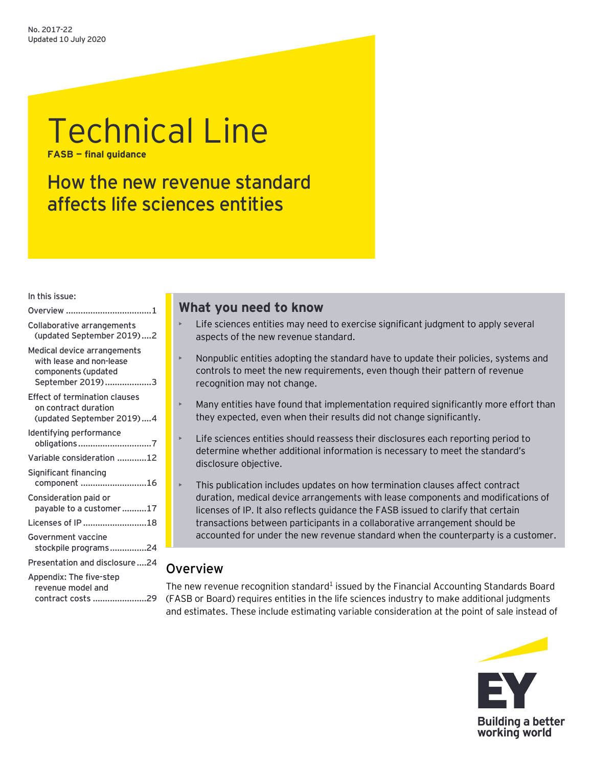No. 2017-22
Updated 10 July 2020

# Technical Line

**FASB — final guidance**

## How the new revenue standard affects life sciences entities

In this issue:

- Overview ....1
- Collaborative arrangements (updated September 2019) ....2
- Medical device arrangements with lease and non-lease components (updated September 2019) ....3
- Effect of termination clauses on contract duration (updated September 2019) ....4
- Identifying performance obligations ....7
- Variable consideration ....12
- Significant financing component ....16
- Consideration paid or payable to a customer ....17
- Licenses of IP ....18
- Government vaccine stockpile programs ....24
- Presentation and disclosure ....24
- Appendix: The five-step revenue model and contract costs ....29

### What you need to know

- Life sciences entities may need to exercise significant judgment to apply several aspects of the new revenue standard.
- Nonpublic entities adopting the standard have to update their policies, systems and controls to meet the new requirements, even though their pattern of revenue recognition may not change.
- Many entities have found that implementation required significantly more effort than they expected, even when their results did not change significantly.
- Life sciences entities should reassess their disclosures each reporting period to determine whether additional information is necessary to meet the standard's disclosure objective.
- This publication includes updates on how termination clauses affect contract duration, medical device arrangements with lease components and modifications of licenses of IP. It also reflects guidance the FASB issued to clarify that certain transactions between participants in a collaborative arrangement should be accounted for under the new revenue standard when the counterparty is a customer.

## Overview

The new revenue recognition standard[1] issued by the Financial Accounting Standards Board (FASB or Board) requires entities in the life sciences industry to make additional judgments and estimates. These include estimating variable consideration at the point of sale instead of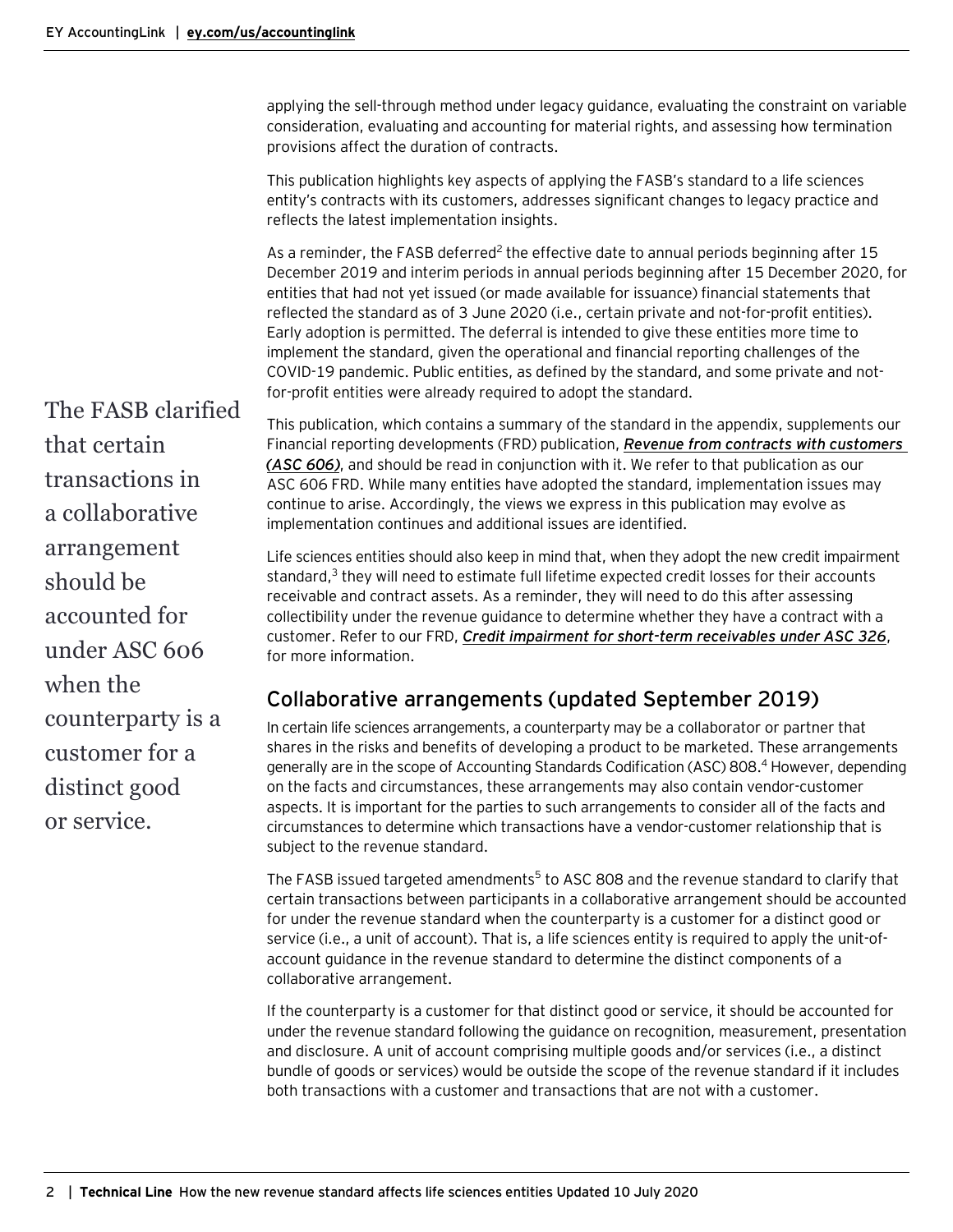applying the sell-through method under legacy guidance, evaluating the constraint on variable consideration, evaluating and accounting for material rights, and assessing how termination provisions affect the duration of contracts.

This publication highlights key aspects of applying the FASB's standard to a life sciences entity's contracts with its customers, addresses significant changes to legacy practice and reflects the latest implementation insights.

As a reminder, the FASB deferred[2] the effective date to annual periods beginning after 15 December 2019 and interim periods in annual periods beginning after 15 December 2020, for entities that had not yet issued (or made available for issuance) financial statements that reflected the standard as of 3 June 2020 (i.e., certain private and not-for-profit entities). Early adoption is permitted. The deferral is intended to give these entities more time to implement the standard, given the operational and financial reporting challenges of the COVID-19 pandemic. Public entities, as defined by the standard, and some private and not-for-profit entities were already required to adopt the standard.

The FASB clarified that certain transactions in a collaborative arrangement should be accounted for under ASC 606 when the counterparty is a customer for a distinct good or service.

This publication, which contains a summary of the standard in the appendix, supplements our Financial reporting developments (FRD) publication, ***Revenue from contracts with customers (ASC 606)***, and should be read in conjunction with it. We refer to that publication as our ASC 606 FRD. While many entities have adopted the standard, implementation issues may continue to arise. Accordingly, the views we express in this publication may evolve as implementation continues and additional issues are identified.

Life sciences entities should also keep in mind that, when they adopt the new credit impairment standard,[3] they will need to estimate full lifetime expected credit losses for their accounts receivable and contract assets. As a reminder, they will need to do this after assessing collectibility under the revenue guidance to determine whether they have a contract with a customer. Refer to our FRD, ***Credit impairment for short-term receivables under ASC 326***, for more information.

## Collaborative arrangements (updated September 2019)

In certain life sciences arrangements, a counterparty may be a collaborator or partner that shares in the risks and benefits of developing a product to be marketed. These arrangements generally are in the scope of Accounting Standards Codification (ASC) 808.[4] However, depending on the facts and circumstances, these arrangements may also contain vendor-customer aspects. It is important for the parties to such arrangements to consider all of the facts and circumstances to determine which transactions have a vendor-customer relationship that is subject to the revenue standard.

The FASB issued targeted amendments[5] to ASC 808 and the revenue standard to clarify that certain transactions between participants in a collaborative arrangement should be accounted for under the revenue standard when the counterparty is a customer for a distinct good or service (i.e., a unit of account). That is, a life sciences entity is required to apply the unit-of-account guidance in the revenue standard to determine the distinct components of a collaborative arrangement.

If the counterparty is a customer for that distinct good or service, it should be accounted for under the revenue standard following the guidance on recognition, measurement, presentation and disclosure. A unit of account comprising multiple goods and/or services (i.e., a distinct bundle of goods or services) would be outside the scope of the revenue standard if it includes both transactions with a customer and transactions that are not with a customer.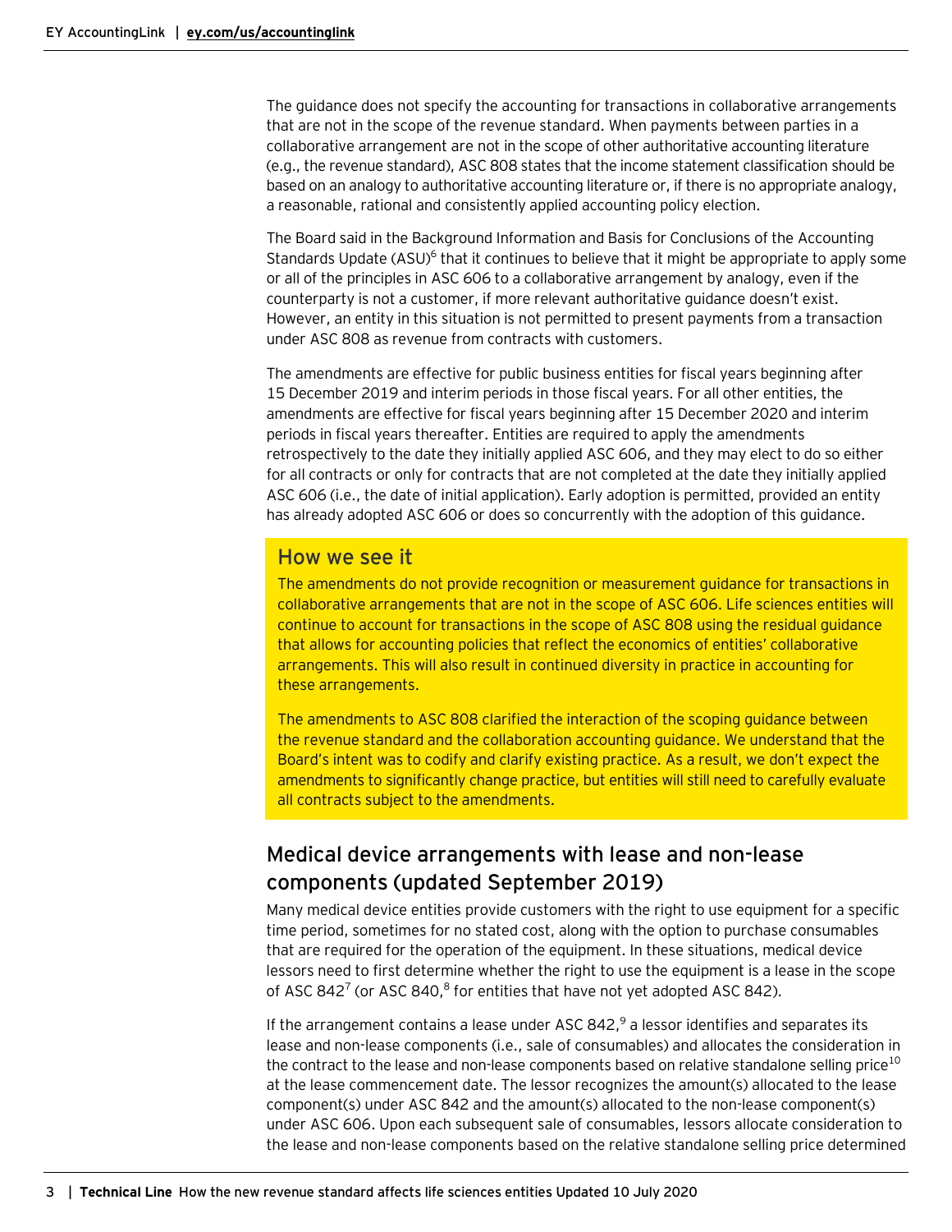The guidance does not specify the accounting for transactions in collaborative arrangements that are not in the scope of the revenue standard. When payments between parties in a collaborative arrangement are not in the scope of other authoritative accounting literature (e.g., the revenue standard), ASC 808 states that the income statement classification should be based on an analogy to authoritative accounting literature or, if there is no appropriate analogy, a reasonable, rational and consistently applied accounting policy election.

The Board said in the Background Information and Basis for Conclusions of the Accounting Standards Update (ASU)[6] that it continues to believe that it might be appropriate to apply some or all of the principles in ASC 606 to a collaborative arrangement by analogy, even if the counterparty is not a customer, if more relevant authoritative guidance doesn't exist. However, an entity in this situation is not permitted to present payments from a transaction under ASC 808 as revenue from contracts with customers.

The amendments are effective for public business entities for fiscal years beginning after 15 December 2019 and interim periods in those fiscal years. For all other entities, the amendments are effective for fiscal years beginning after 15 December 2020 and interim periods in fiscal years thereafter. Entities are required to apply the amendments retrospectively to the date they initially applied ASC 606, and they may elect to do so either for all contracts or only for contracts that are not completed at the date they initially applied ASC 606 (i.e., the date of initial application). Early adoption is permitted, provided an entity has already adopted ASC 606 or does so concurrently with the adoption of this guidance.

### How we see it

The amendments do not provide recognition or measurement guidance for transactions in collaborative arrangements that are not in the scope of ASC 606. Life sciences entities will continue to account for transactions in the scope of ASC 808 using the residual guidance that allows for accounting policies that reflect the economics of entities' collaborative arrangements. This will also result in continued diversity in practice in accounting for these arrangements.

The amendments to ASC 808 clarified the interaction of the scoping guidance between the revenue standard and the collaboration accounting guidance. We understand that the Board's intent was to codify and clarify existing practice. As a result, we don't expect the amendments to significantly change practice, but entities will still need to carefully evaluate all contracts subject to the amendments.

## Medical device arrangements with lease and non-lease components (updated September 2019)

Many medical device entities provide customers with the right to use equipment for a specific time period, sometimes for no stated cost, along with the option to purchase consumables that are required for the operation of the equipment. In these situations, medical device lessors need to first determine whether the right to use the equipment is a lease in the scope of ASC 842[7] (or ASC 840,[8] for entities that have not yet adopted ASC 842).

If the arrangement contains a lease under ASC 842,[9] a lessor identifies and separates its lease and non-lease components (i.e., sale of consumables) and allocates the consideration in the contract to the lease and non-lease components based on relative standalone selling price[10] at the lease commencement date. The lessor recognizes the amount(s) allocated to the lease component(s) under ASC 842 and the amount(s) allocated to the non-lease component(s) under ASC 606. Upon each subsequent sale of consumables, lessors allocate consideration to the lease and non-lease components based on the relative standalone selling price determined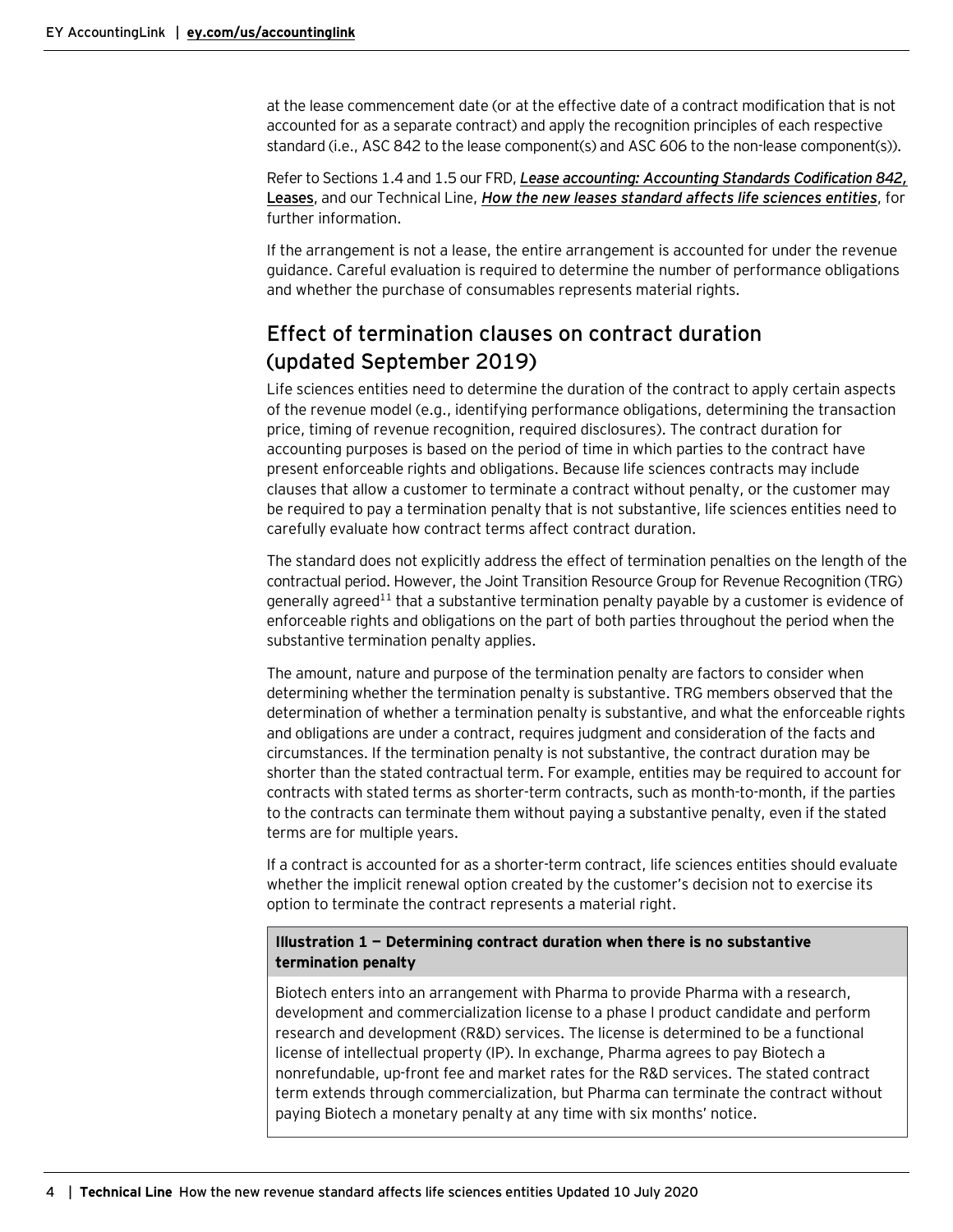at the lease commencement date (or at the effective date of a contract modification that is not accounted for as a separate contract) and apply the recognition principles of each respective standard (i.e., ASC 842 to the lease component(s) and ASC 606 to the non-lease component(s)).

Refer to Sections 1.4 and 1.5 our FRD, ***Lease accounting: Accounting Standards Codification 842,* Leases**, and our Technical Line, ***How the new leases standard affects life sciences entities***, for further information.

If the arrangement is not a lease, the entire arrangement is accounted for under the revenue guidance. Careful evaluation is required to determine the number of performance obligations and whether the purchase of consumables represents material rights.

## Effect of termination clauses on contract duration (updated September 2019)

Life sciences entities need to determine the duration of the contract to apply certain aspects of the revenue model (e.g., identifying performance obligations, determining the transaction price, timing of revenue recognition, required disclosures). The contract duration for accounting purposes is based on the period of time in which parties to the contract have present enforceable rights and obligations. Because life sciences contracts may include clauses that allow a customer to terminate a contract without penalty, or the customer may be required to pay a termination penalty that is not substantive, life sciences entities need to carefully evaluate how contract terms affect contract duration.

The standard does not explicitly address the effect of termination penalties on the length of the contractual period. However, the Joint Transition Resource Group for Revenue Recognition (TRG) generally agreed[11] that a substantive termination penalty payable by a customer is evidence of enforceable rights and obligations on the part of both parties throughout the period when the substantive termination penalty applies.

The amount, nature and purpose of the termination penalty are factors to consider when determining whether the termination penalty is substantive. TRG members observed that the determination of whether a termination penalty is substantive, and what the enforceable rights and obligations are under a contract, requires judgment and consideration of the facts and circumstances. If the termination penalty is not substantive, the contract duration may be shorter than the stated contractual term. For example, entities may be required to account for contracts with stated terms as shorter-term contracts, such as month-to-month, if the parties to the contracts can terminate them without paying a substantive penalty, even if the stated terms are for multiple years.

If a contract is accounted for as a shorter-term contract, life sciences entities should evaluate whether the implicit renewal option created by the customer's decision not to exercise its option to terminate the contract represents a material right.

**Illustration 1 — Determining contract duration when there is no substantive termination penalty**

Biotech enters into an arrangement with Pharma to provide Pharma with a research, development and commercialization license to a phase I product candidate and perform research and development (R&D) services. The license is determined to be a functional license of intellectual property (IP). In exchange, Pharma agrees to pay Biotech a nonrefundable, up-front fee and market rates for the R&D services. The stated contract term extends through commercialization, but Pharma can terminate the contract without paying Biotech a monetary penalty at any time with six months' notice.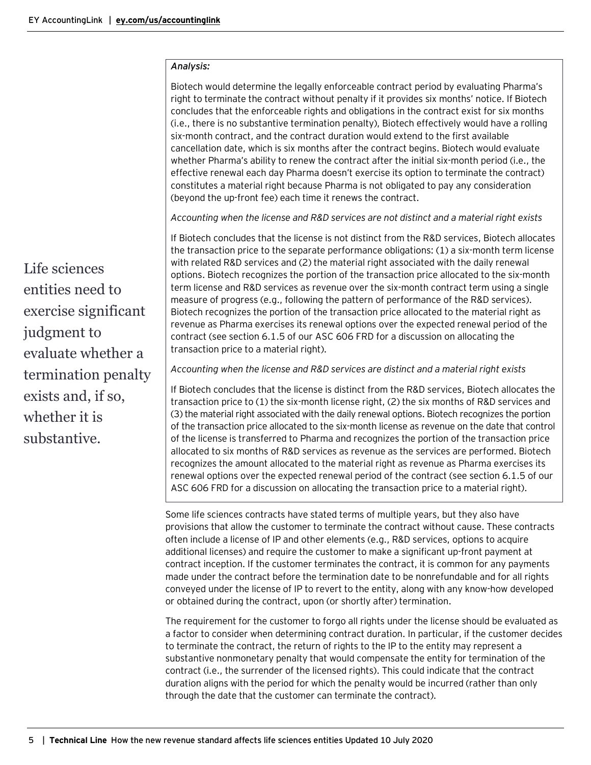*Analysis:*

Biotech would determine the legally enforceable contract period by evaluating Pharma's right to terminate the contract without penalty if it provides six months' notice. If Biotech concludes that the enforceable rights and obligations in the contract exist for six months (i.e., there is no substantive termination penalty), Biotech effectively would have a rolling six-month contract, and the contract duration would extend to the first available cancellation date, which is six months after the contract begins. Biotech would evaluate whether Pharma's ability to renew the contract after the initial six-month period (i.e., the effective renewal each day Pharma doesn't exercise its option to terminate the contract) constitutes a material right because Pharma is not obligated to pay any consideration (beyond the up-front fee) each time it renews the contract.

*Accounting when the license and R&D services are not distinct and a material right exists*

If Biotech concludes that the license is not distinct from the R&D services, Biotech allocates the transaction price to the separate performance obligations: (1) a six-month term license with related R&D services and (2) the material right associated with the daily renewal options. Biotech recognizes the portion of the transaction price allocated to the six-month term license and R&D services as revenue over the six-month contract term using a single measure of progress (e.g., following the pattern of performance of the R&D services). Biotech recognizes the portion of the transaction price allocated to the material right as revenue as Pharma exercises its renewal options over the expected renewal period of the contract (see section 6.1.5 of our ASC 606 FRD for a discussion on allocating the transaction price to a material right).

*Accounting when the license and R&D services are distinct and a material right exists*

If Biotech concludes that the license is distinct from the R&D services, Biotech allocates the transaction price to (1) the six-month license right, (2) the six months of R&D services and (3) the material right associated with the daily renewal options. Biotech recognizes the portion of the transaction price allocated to the six-month license as revenue on the date that control of the license is transferred to Pharma and recognizes the portion of the transaction price allocated to six months of R&D services as revenue as the services are performed. Biotech recognizes the amount allocated to the material right as revenue as Pharma exercises its renewal options over the expected renewal period of the contract (see section 6.1.5 of our ASC 606 FRD for a discussion on allocating the transaction price to a material right).

Life sciences entities need to exercise significant judgment to evaluate whether a termination penalty exists and, if so, whether it is substantive.

Some life sciences contracts have stated terms of multiple years, but they also have provisions that allow the customer to terminate the contract without cause. These contracts often include a license of IP and other elements (e.g., R&D services, options to acquire additional licenses) and require the customer to make a significant up-front payment at contract inception. If the customer terminates the contract, it is common for any payments made under the contract before the termination date to be nonrefundable and for all rights conveyed under the license of IP to revert to the entity, along with any know-how developed or obtained during the contract, upon (or shortly after) termination.

The requirement for the customer to forgo all rights under the license should be evaluated as a factor to consider when determining contract duration. In particular, if the customer decides to terminate the contract, the return of rights to the IP to the entity may represent a substantive nonmonetary penalty that would compensate the entity for termination of the contract (i.e., the surrender of the licensed rights). This could indicate that the contract duration aligns with the period for which the penalty would be incurred (rather than only through the date that the customer can terminate the contract).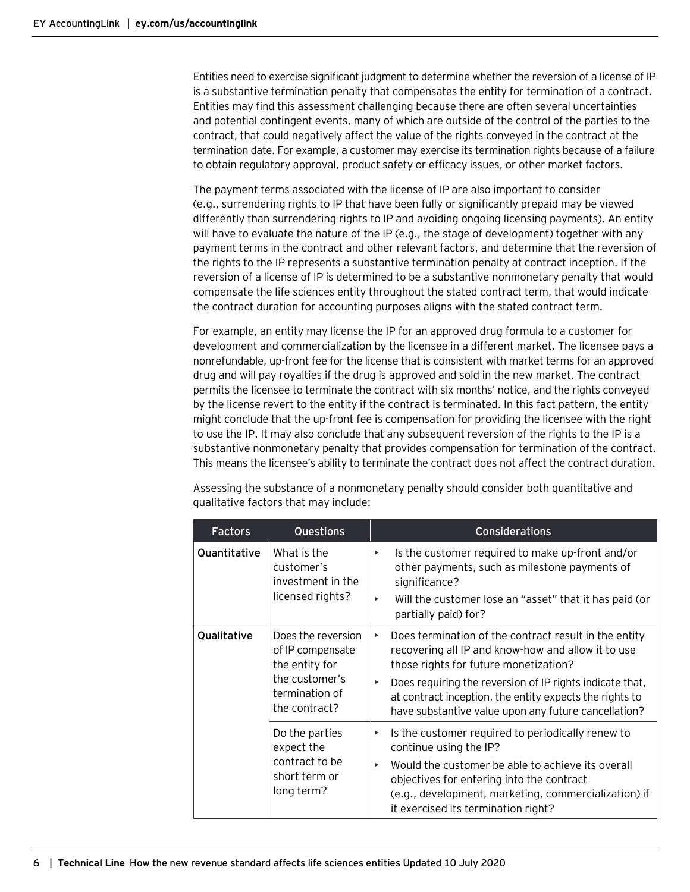Entities need to exercise significant judgment to determine whether the reversion of a license of IP is a substantive termination penalty that compensates the entity for termination of a contract. Entities may find this assessment challenging because there are often several uncertainties and potential contingent events, many of which are outside of the control of the parties to the contract, that could negatively affect the value of the rights conveyed in the contract at the termination date. For example, a customer may exercise its termination rights because of a failure to obtain regulatory approval, product safety or efficacy issues, or other market factors.

The payment terms associated with the license of IP are also important to consider (e.g., surrendering rights to IP that have been fully or significantly prepaid may be viewed differently than surrendering rights to IP and avoiding ongoing licensing payments). An entity will have to evaluate the nature of the IP (e.g., the stage of development) together with any payment terms in the contract and other relevant factors, and determine that the reversion of the rights to the IP represents a substantive termination penalty at contract inception. If the reversion of a license of IP is determined to be a substantive nonmonetary penalty that would compensate the life sciences entity throughout the stated contract term, that would indicate the contract duration for accounting purposes aligns with the stated contract term.

For example, an entity may license the IP for an approved drug formula to a customer for development and commercialization by the licensee in a different market. The licensee pays a nonrefundable, up-front fee for the license that is consistent with market terms for an approved drug and will pay royalties if the drug is approved and sold in the new market. The contract permits the licensee to terminate the contract with six months' notice, and the rights conveyed by the license revert to the entity if the contract is terminated. In this fact pattern, the entity might conclude that the up-front fee is compensation for providing the licensee with the right to use the IP. It may also conclude that any subsequent reversion of the rights to the IP is a substantive nonmonetary penalty that provides compensation for termination of the contract. This means the licensee's ability to terminate the contract does not affect the contract duration.

Assessing the substance of a nonmonetary penalty should consider both quantitative and qualitative factors that may include:

| Factors | Questions | Considerations |
|---|---|---|
| **Quantitative** | What is the customer's investment in the licensed rights? | ▸ Is the customer required to make up-front and/or other payments, such as milestone payments of significance?<br>▸ Will the customer lose an "asset" that it has paid (or partially paid) for? |
| **Qualitative** | Does the reversion of IP compensate the entity for the customer's termination of the contract? | ▸ Does termination of the contract result in the entity recovering all IP and know-how and allow it to use those rights for future monetization?<br>▸ Does requiring the reversion of IP rights indicate that, at contract inception, the entity expects the rights to have substantive value upon any future cancellation? |
| | Do the parties expect the contract to be short term or long term? | ▸ Is the customer required to periodically renew to continue using the IP?<br>▸ Would the customer be able to achieve its overall objectives for entering into the contract (e.g., development, marketing, commercialization) if it exercised its termination right? |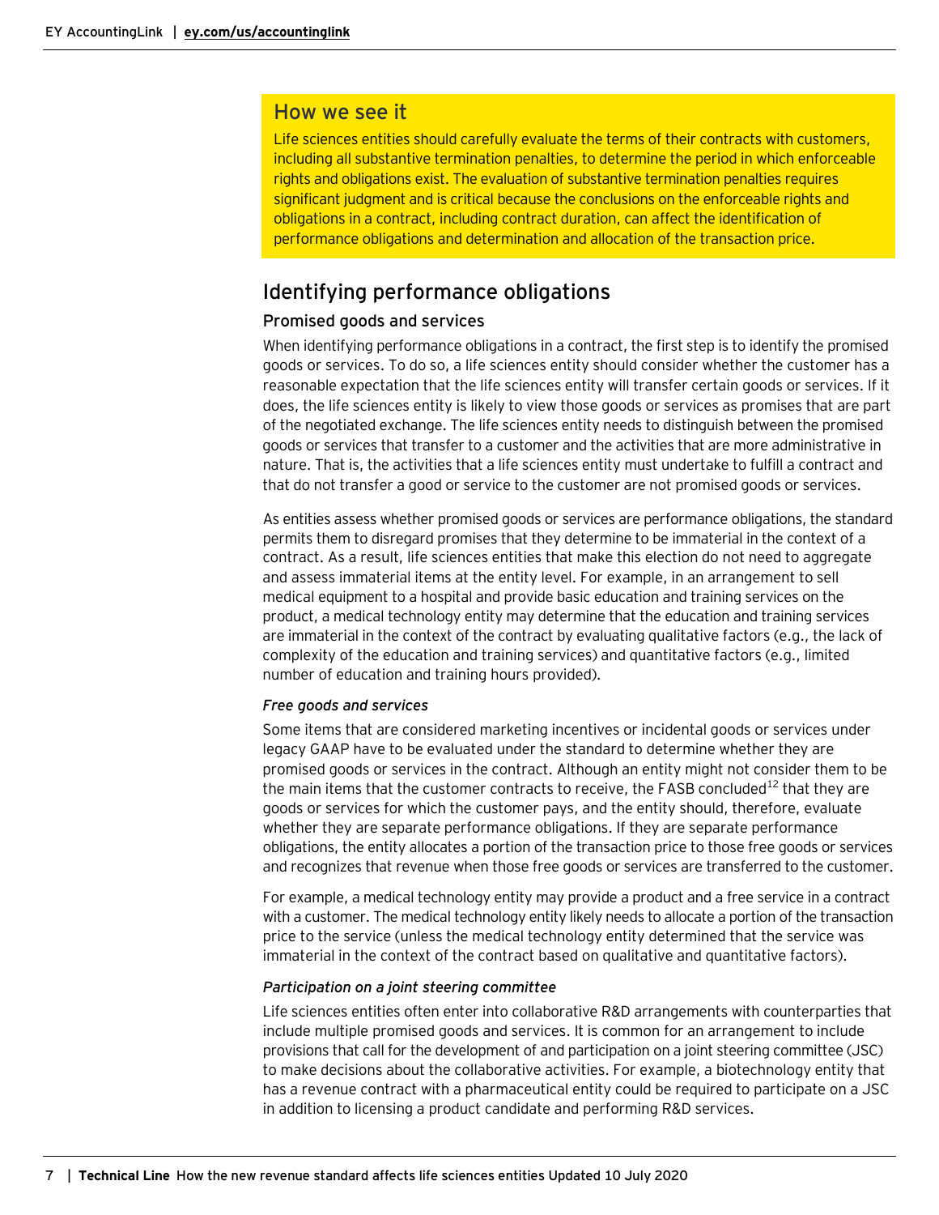## How we see it

Life sciences entities should carefully evaluate the terms of their contracts with customers, including all substantive termination penalties, to determine the period in which enforceable rights and obligations exist. The evaluation of substantive termination penalties requires significant judgment and is critical because the conclusions on the enforceable rights and obligations in a contract, including contract duration, can affect the identification of performance obligations and determination and allocation of the transaction price.

# Identifying performance obligations

## Promised goods and services

When identifying performance obligations in a contract, the first step is to identify the promised goods or services. To do so, a life sciences entity should consider whether the customer has a reasonable expectation that the life sciences entity will transfer certain goods or services. If it does, the life sciences entity is likely to view those goods or services as promises that are part of the negotiated exchange. The life sciences entity needs to distinguish between the promised goods or services that transfer to a customer and the activities that are more administrative in nature. That is, the activities that a life sciences entity must undertake to fulfill a contract and that do not transfer a good or service to the customer are not promised goods or services.

As entities assess whether promised goods or services are performance obligations, the standard permits them to disregard promises that they determine to be immaterial in the context of a contract. As a result, life sciences entities that make this election do not need to aggregate and assess immaterial items at the entity level. For example, in an arrangement to sell medical equipment to a hospital and provide basic education and training services on the product, a medical technology entity may determine that the education and training services are immaterial in the context of the contract by evaluating qualitative factors (e.g., the lack of complexity of the education and training services) and quantitative factors (e.g., limited number of education and training hours provided).

### *Free goods and services*

Some items that are considered marketing incentives or incidental goods or services under legacy GAAP have to be evaluated under the standard to determine whether they are promised goods or services in the contract. Although an entity might not consider them to be the main items that the customer contracts to receive, the FASB concluded[12] that they are goods or services for which the customer pays, and the entity should, therefore, evaluate whether they are separate performance obligations. If they are separate performance obligations, the entity allocates a portion of the transaction price to those free goods or services and recognizes that revenue when those free goods or services are transferred to the customer.

For example, a medical technology entity may provide a product and a free service in a contract with a customer. The medical technology entity likely needs to allocate a portion of the transaction price to the service (unless the medical technology entity determined that the service was immaterial in the context of the contract based on qualitative and quantitative factors).

### *Participation on a joint steering committee*

Life sciences entities often enter into collaborative R&D arrangements with counterparties that include multiple promised goods and services. It is common for an arrangement to include provisions that call for the development of and participation on a joint steering committee (JSC) to make decisions about the collaborative activities. For example, a biotechnology entity that has a revenue contract with a pharmaceutical entity could be required to participate on a JSC in addition to licensing a product candidate and performing R&D services.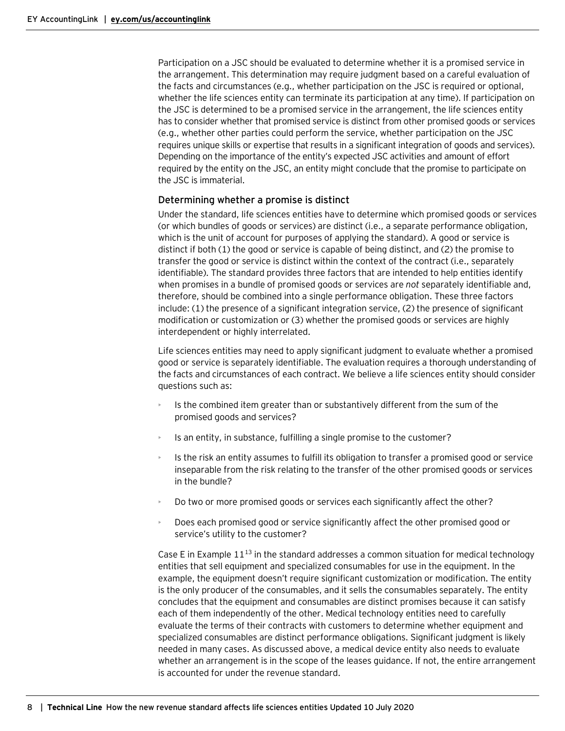Participation on a JSC should be evaluated to determine whether it is a promised service in the arrangement. This determination may require judgment based on a careful evaluation of the facts and circumstances (e.g., whether participation on the JSC is required or optional, whether the life sciences entity can terminate its participation at any time). If participation on the JSC is determined to be a promised service in the arrangement, the life sciences entity has to consider whether that promised service is distinct from other promised goods or services (e.g., whether other parties could perform the service, whether participation on the JSC requires unique skills or expertise that results in a significant integration of goods and services). Depending on the importance of the entity's expected JSC activities and amount of effort required by the entity on the JSC, an entity might conclude that the promise to participate on the JSC is immaterial.

### Determining whether a promise is distinct

Under the standard, life sciences entities have to determine which promised goods or services (or which bundles of goods or services) are distinct (i.e., a separate performance obligation, which is the unit of account for purposes of applying the standard). A good or service is distinct if both (1) the good or service is capable of being distinct, and (2) the promise to transfer the good or service is distinct within the context of the contract (i.e., separately identifiable). The standard provides three factors that are intended to help entities identify when promises in a bundle of promised goods or services are *not* separately identifiable and, therefore, should be combined into a single performance obligation. These three factors include: (1) the presence of a significant integration service, (2) the presence of significant modification or customization or (3) whether the promised goods or services are highly interdependent or highly interrelated.

Life sciences entities may need to apply significant judgment to evaluate whether a promised good or service is separately identifiable. The evaluation requires a thorough understanding of the facts and circumstances of each contract. We believe a life sciences entity should consider questions such as:

- Is the combined item greater than or substantively different from the sum of the promised goods and services?
- Is an entity, in substance, fulfilling a single promise to the customer?
- Is the risk an entity assumes to fulfill its obligation to transfer a promised good or service inseparable from the risk relating to the transfer of the other promised goods or services in the bundle?
- Do two or more promised goods or services each significantly affect the other?
- Does each promised good or service significantly affect the other promised good or service's utility to the customer?

Case E in Example 11[13] in the standard addresses a common situation for medical technology entities that sell equipment and specialized consumables for use in the equipment. In the example, the equipment doesn't require significant customization or modification. The entity is the only producer of the consumables, and it sells the consumables separately. The entity concludes that the equipment and consumables are distinct promises because it can satisfy each of them independently of the other. Medical technology entities need to carefully evaluate the terms of their contracts with customers to determine whether equipment and specialized consumables are distinct performance obligations. Significant judgment is likely needed in many cases. As discussed above, a medical device entity also needs to evaluate whether an arrangement is in the scope of the leases guidance. If not, the entire arrangement is accounted for under the revenue standard.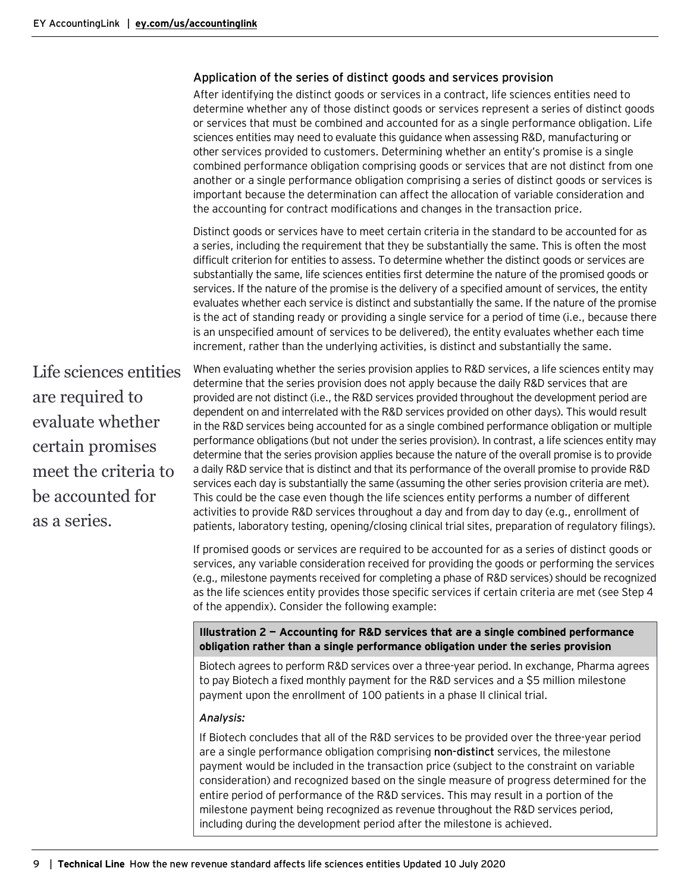### Application of the series of distinct goods and services provision

After identifying the distinct goods or services in a contract, life sciences entities need to determine whether any of those distinct goods or services represent a series of distinct goods or services that must be combined and accounted for as a single performance obligation. Life sciences entities may need to evaluate this guidance when assessing R&D, manufacturing or other services provided to customers. Determining whether an entity's promise is a single combined performance obligation comprising goods or services that are not distinct from one another or a single performance obligation comprising a series of distinct goods or services is important because the determination can affect the allocation of variable consideration and the accounting for contract modifications and changes in the transaction price.

Distinct goods or services have to meet certain criteria in the standard to be accounted for as a series, including the requirement that they be substantially the same. This is often the most difficult criterion for entities to assess. To determine whether the distinct goods or services are substantially the same, life sciences entities first determine the nature of the promised goods or services. If the nature of the promise is the delivery of a specified amount of services, the entity evaluates whether each service is distinct and substantially the same. If the nature of the promise is the act of standing ready or providing a single service for a period of time (i.e., because there is an unspecified amount of services to be delivered), the entity evaluates whether each time increment, rather than the underlying activities, is distinct and substantially the same.

Life sciences entities are required to evaluate whether certain promises meet the criteria to be accounted for as a series.

When evaluating whether the series provision applies to R&D services, a life sciences entity may determine that the series provision does not apply because the daily R&D services that are provided are not distinct (i.e., the R&D services provided throughout the development period are dependent on and interrelated with the R&D services provided on other days). This would result in the R&D services being accounted for as a single combined performance obligation or multiple performance obligations (but not under the series provision). In contrast, a life sciences entity may determine that the series provision applies because the nature of the overall promise is to provide a daily R&D service that is distinct and that its performance of the overall promise to provide R&D services each day is substantially the same (assuming the other series provision criteria are met). This could be the case even though the life sciences entity performs a number of different activities to provide R&D services throughout a day and from day to day (e.g., enrollment of patients, laboratory testing, opening/closing clinical trial sites, preparation of regulatory filings).

If promised goods or services are required to be accounted for as a series of distinct goods or services, any variable consideration received for providing the goods or performing the services (e.g., milestone payments received for completing a phase of R&D services) should be recognized as the life sciences entity provides those specific services if certain criteria are met (see Step 4 of the appendix). Consider the following example:

**Illustration 2 — Accounting for R&D services that are a single combined performance obligation rather than a single performance obligation under the series provision**

Biotech agrees to perform R&D services over a three-year period. In exchange, Pharma agrees to pay Biotech a fixed monthly payment for the R&D services and a $5 million milestone payment upon the enrollment of 100 patients in a phase II clinical trial.

*Analysis:*

If Biotech concludes that all of the R&D services to be provided over the three-year period are a single performance obligation comprising **non-distinct** services, the milestone payment would be included in the transaction price (subject to the constraint on variable consideration) and recognized based on the single measure of progress determined for the entire period of performance of the R&D services. This may result in a portion of the milestone payment being recognized as revenue throughout the R&D services period, including during the development period after the milestone is achieved.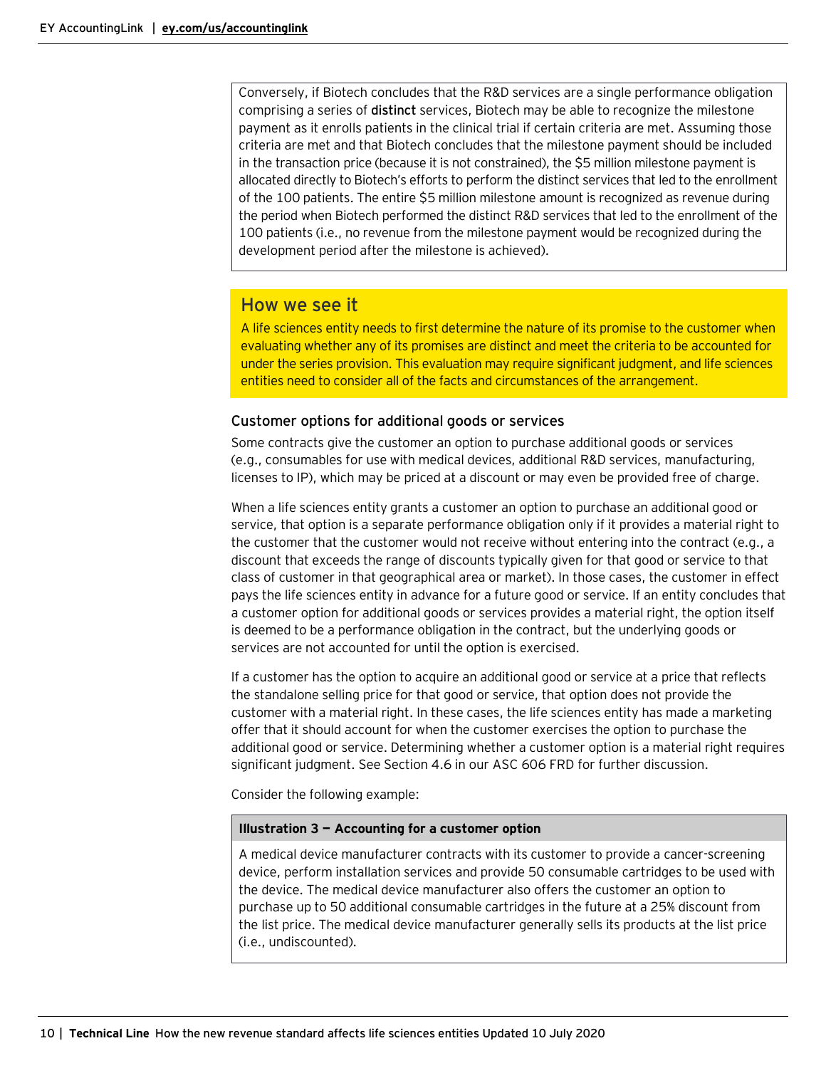Conversely, if Biotech concludes that the R&D services are a single performance obligation comprising a series of **distinct** services, Biotech may be able to recognize the milestone payment as it enrolls patients in the clinical trial if certain criteria are met. Assuming those criteria are met and that Biotech concludes that the milestone payment should be included in the transaction price (because it is not constrained), the $5 million milestone payment is allocated directly to Biotech's efforts to perform the distinct services that led to the enrollment of the 100 patients. The entire $5 million milestone amount is recognized as revenue during the period when Biotech performed the distinct R&D services that led to the enrollment of the 100 patients (i.e., no revenue from the milestone payment would be recognized during the development period after the milestone is achieved).

## How we see it

A life sciences entity needs to first determine the nature of its promise to the customer when evaluating whether any of its promises are distinct and meet the criteria to be accounted for under the series provision. This evaluation may require significant judgment, and life sciences entities need to consider all of the facts and circumstances of the arrangement.

### Customer options for additional goods or services

Some contracts give the customer an option to purchase additional goods or services (e.g., consumables for use with medical devices, additional R&D services, manufacturing, licenses to IP), which may be priced at a discount or may even be provided free of charge.

When a life sciences entity grants a customer an option to purchase an additional good or service, that option is a separate performance obligation only if it provides a material right to the customer that the customer would not receive without entering into the contract (e.g., a discount that exceeds the range of discounts typically given for that good or service to that class of customer in that geographical area or market). In those cases, the customer in effect pays the life sciences entity in advance for a future good or service. If an entity concludes that a customer option for additional goods or services provides a material right, the option itself is deemed to be a performance obligation in the contract, but the underlying goods or services are not accounted for until the option is exercised.

If a customer has the option to acquire an additional good or service at a price that reflects the standalone selling price for that good or service, that option does not provide the customer with a material right. In these cases, the life sciences entity has made a marketing offer that it should account for when the customer exercises the option to purchase the additional good or service. Determining whether a customer option is a material right requires significant judgment. See Section 4.6 in our ASC 606 FRD for further discussion.

Consider the following example:

**Illustration 3 — Accounting for a customer option**

A medical device manufacturer contracts with its customer to provide a cancer-screening device, perform installation services and provide 50 consumable cartridges to be used with the device. The medical device manufacturer also offers the customer an option to purchase up to 50 additional consumable cartridges in the future at a 25% discount from the list price. The medical device manufacturer generally sells its products at the list price (i.e., undiscounted).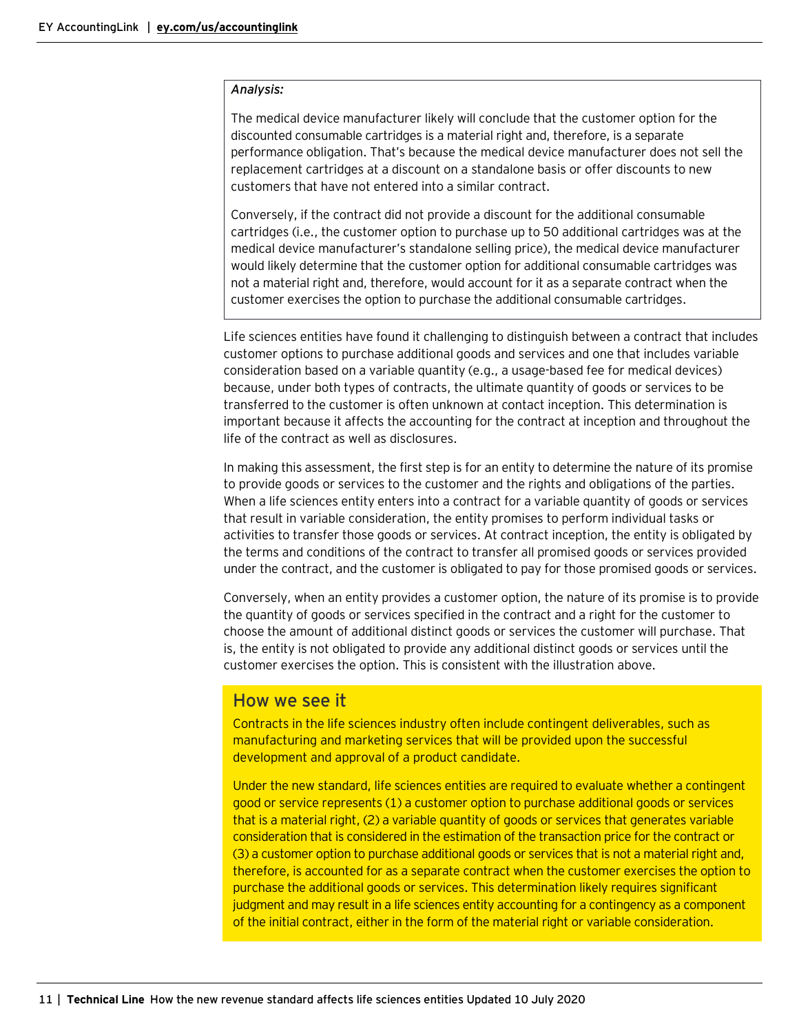*Analysis:*

The medical device manufacturer likely will conclude that the customer option for the discounted consumable cartridges is a material right and, therefore, is a separate performance obligation. That's because the medical device manufacturer does not sell the replacement cartridges at a discount on a standalone basis or offer discounts to new customers that have not entered into a similar contract.

Conversely, if the contract did not provide a discount for the additional consumable cartridges (i.e., the customer option to purchase up to 50 additional cartridges was at the medical device manufacturer's standalone selling price), the medical device manufacturer would likely determine that the customer option for additional consumable cartridges was not a material right and, therefore, would account for it as a separate contract when the customer exercises the option to purchase the additional consumable cartridges.

Life sciences entities have found it challenging to distinguish between a contract that includes customer options to purchase additional goods and services and one that includes variable consideration based on a variable quantity (e.g., a usage-based fee for medical devices) because, under both types of contracts, the ultimate quantity of goods or services to be transferred to the customer is often unknown at contact inception. This determination is important because it affects the accounting for the contract at inception and throughout the life of the contract as well as disclosures.

In making this assessment, the first step is for an entity to determine the nature of its promise to provide goods or services to the customer and the rights and obligations of the parties. When a life sciences entity enters into a contract for a variable quantity of goods or services that result in variable consideration, the entity promises to perform individual tasks or activities to transfer those goods or services. At contract inception, the entity is obligated by the terms and conditions of the contract to transfer all promised goods or services provided under the contract, and the customer is obligated to pay for those promised goods or services.

Conversely, when an entity provides a customer option, the nature of its promise is to provide the quantity of goods or services specified in the contract and a right for the customer to choose the amount of additional distinct goods or services the customer will purchase. That is, the entity is not obligated to provide any additional distinct goods or services until the customer exercises the option. This is consistent with the illustration above.

## How we see it

Contracts in the life sciences industry often include contingent deliverables, such as manufacturing and marketing services that will be provided upon the successful development and approval of a product candidate.

Under the new standard, life sciences entities are required to evaluate whether a contingent good or service represents (1) a customer option to purchase additional goods or services that is a material right, (2) a variable quantity of goods or services that generates variable consideration that is considered in the estimation of the transaction price for the contract or (3) a customer option to purchase additional goods or services that is not a material right and, therefore, is accounted for as a separate contract when the customer exercises the option to purchase the additional goods or services. This determination likely requires significant judgment and may result in a life sciences entity accounting for a contingency as a component of the initial contract, either in the form of the material right or variable consideration.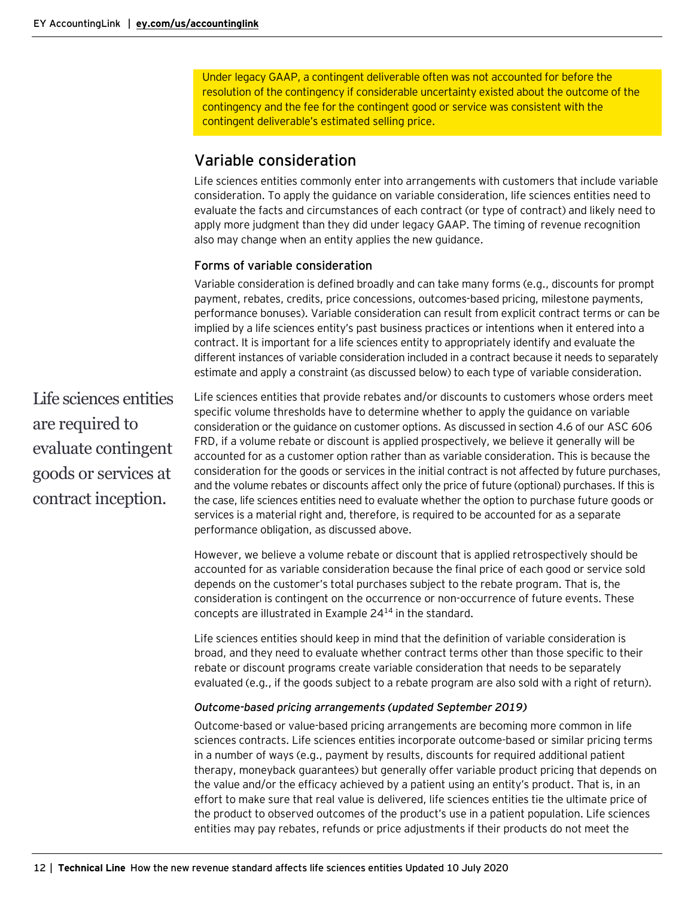Under legacy GAAP, a contingent deliverable often was not accounted for before the resolution of the contingency if considerable uncertainty existed about the outcome of the contingency and the fee for the contingent good or service was consistent with the contingent deliverable's estimated selling price.

## Variable consideration

Life sciences entities commonly enter into arrangements with customers that include variable consideration. To apply the guidance on variable consideration, life sciences entities need to evaluate the facts and circumstances of each contract (or type of contract) and likely need to apply more judgment than they did under legacy GAAP. The timing of revenue recognition also may change when an entity applies the new guidance.

### Forms of variable consideration

Variable consideration is defined broadly and can take many forms (e.g., discounts for prompt payment, rebates, credits, price concessions, outcomes-based pricing, milestone payments, performance bonuses). Variable consideration can result from explicit contract terms or can be implied by a life sciences entity's past business practices or intentions when it entered into a contract. It is important for a life sciences entity to appropriately identify and evaluate the different instances of variable consideration included in a contract because it needs to separately estimate and apply a constraint (as discussed below) to each type of variable consideration.

Life sciences entities are required to evaluate contingent goods or services at contract inception.

Life sciences entities that provide rebates and/or discounts to customers whose orders meet specific volume thresholds have to determine whether to apply the guidance on variable consideration or the guidance on customer options. As discussed in section 4.6 of our ASC 606 FRD, if a volume rebate or discount is applied prospectively, we believe it generally will be accounted for as a customer option rather than as variable consideration. This is because the consideration for the goods or services in the initial contract is not affected by future purchases, and the volume rebates or discounts affect only the price of future (optional) purchases. If this is the case, life sciences entities need to evaluate whether the option to purchase future goods or services is a material right and, therefore, is required to be accounted for as a separate performance obligation, as discussed above.

However, we believe a volume rebate or discount that is applied retrospectively should be accounted for as variable consideration because the final price of each good or service sold depends on the customer's total purchases subject to the rebate program. That is, the consideration is contingent on the occurrence or non-occurrence of future events. These concepts are illustrated in Example 24[14] in the standard.

Life sciences entities should keep in mind that the definition of variable consideration is broad, and they need to evaluate whether contract terms other than those specific to their rebate or discount programs create variable consideration that needs to be separately evaluated (e.g., if the goods subject to a rebate program are also sold with a right of return).

*Outcome-based pricing arrangements (updated September 2019)*

Outcome-based or value-based pricing arrangements are becoming more common in life sciences contracts. Life sciences entities incorporate outcome-based or similar pricing terms in a number of ways (e.g., payment by results, discounts for required additional patient therapy, moneyback guarantees) but generally offer variable product pricing that depends on the value and/or the efficacy achieved by a patient using an entity's product. That is, in an effort to make sure that real value is delivered, life sciences entities tie the ultimate price of the product to observed outcomes of the product's use in a patient population. Life sciences entities may pay rebates, refunds or price adjustments if their products do not meet the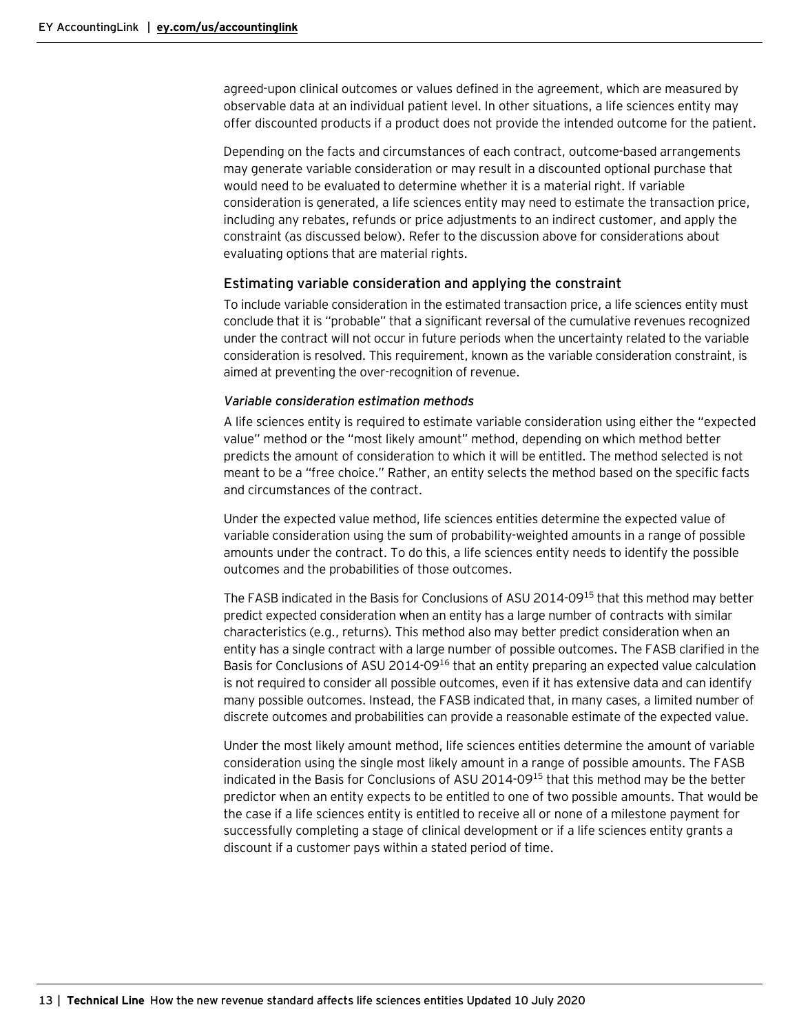agreed-upon clinical outcomes or values defined in the agreement, which are measured by observable data at an individual patient level. In other situations, a life sciences entity may offer discounted products if a product does not provide the intended outcome for the patient.

Depending on the facts and circumstances of each contract, outcome-based arrangements may generate variable consideration or may result in a discounted optional purchase that would need to be evaluated to determine whether it is a material right. If variable consideration is generated, a life sciences entity may need to estimate the transaction price, including any rebates, refunds or price adjustments to an indirect customer, and apply the constraint (as discussed below). Refer to the discussion above for considerations about evaluating options that are material rights.

### Estimating variable consideration and applying the constraint

To include variable consideration in the estimated transaction price, a life sciences entity must conclude that it is "probable" that a significant reversal of the cumulative revenues recognized under the contract will not occur in future periods when the uncertainty related to the variable consideration is resolved. This requirement, known as the variable consideration constraint, is aimed at preventing the over-recognition of revenue.

#### *Variable consideration estimation methods*

A life sciences entity is required to estimate variable consideration using either the "expected value" method or the "most likely amount" method, depending on which method better predicts the amount of consideration to which it will be entitled. The method selected is not meant to be a "free choice." Rather, an entity selects the method based on the specific facts and circumstances of the contract.

Under the expected value method, life sciences entities determine the expected value of variable consideration using the sum of probability-weighted amounts in a range of possible amounts under the contract. To do this, a life sciences entity needs to identify the possible outcomes and the probabilities of those outcomes.

The FASB indicated in the Basis for Conclusions of ASU 2014-09[15] that this method may better predict expected consideration when an entity has a large number of contracts with similar characteristics (e.g., returns). This method also may better predict consideration when an entity has a single contract with a large number of possible outcomes. The FASB clarified in the Basis for Conclusions of ASU 2014-09[16] that an entity preparing an expected value calculation is not required to consider all possible outcomes, even if it has extensive data and can identify many possible outcomes. Instead, the FASB indicated that, in many cases, a limited number of discrete outcomes and probabilities can provide a reasonable estimate of the expected value.

Under the most likely amount method, life sciences entities determine the amount of variable consideration using the single most likely amount in a range of possible amounts. The FASB indicated in the Basis for Conclusions of ASU 2014-09[15] that this method may be the better predictor when an entity expects to be entitled to one of two possible amounts. That would be the case if a life sciences entity is entitled to receive all or none of a milestone payment for successfully completing a stage of clinical development or if a life sciences entity grants a discount if a customer pays within a stated period of time.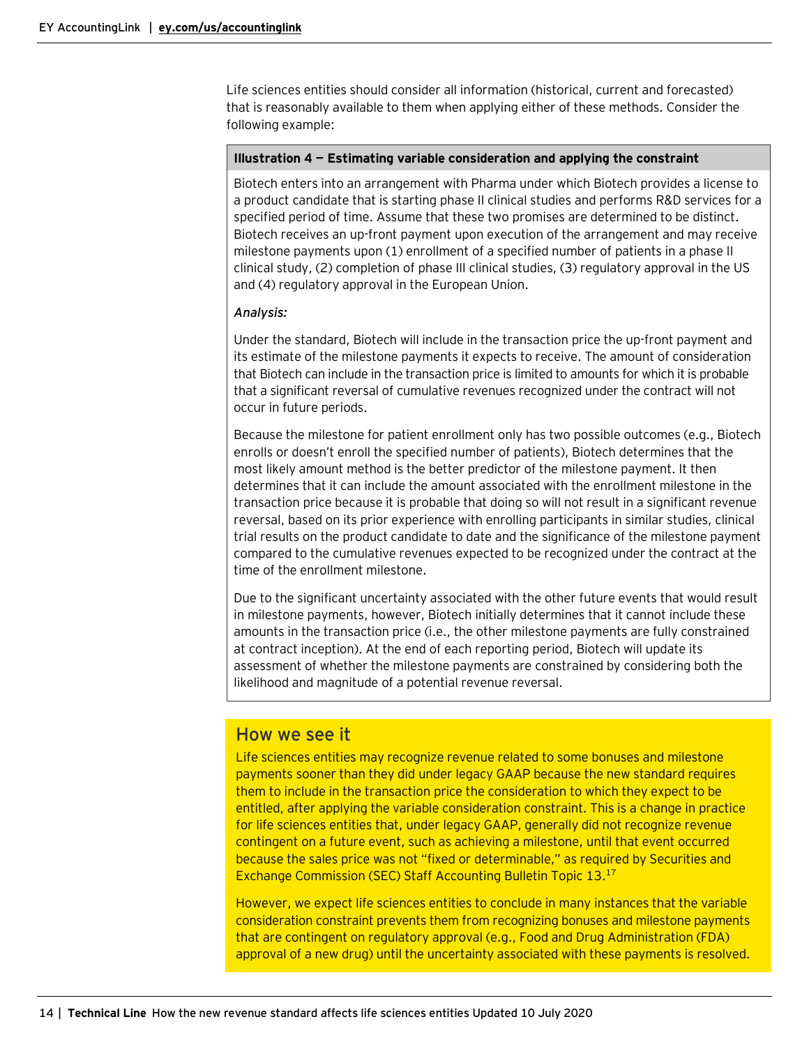Life sciences entities should consider all information (historical, current and forecasted) that is reasonably available to them when applying either of these methods. Consider the following example:

**Illustration 4 — Estimating variable consideration and applying the constraint**

Biotech enters into an arrangement with Pharma under which Biotech provides a license to a product candidate that is starting phase II clinical studies and performs R&D services for a specified period of time. Assume that these two promises are determined to be distinct. Biotech receives an up-front payment upon execution of the arrangement and may receive milestone payments upon (1) enrollment of a specified number of patients in a phase II clinical study, (2) completion of phase III clinical studies, (3) regulatory approval in the US and (4) regulatory approval in the European Union.

*Analysis:*

Under the standard, Biotech will include in the transaction price the up-front payment and its estimate of the milestone payments it expects to receive. The amount of consideration that Biotech can include in the transaction price is limited to amounts for which it is probable that a significant reversal of cumulative revenues recognized under the contract will not occur in future periods.

Because the milestone for patient enrollment only has two possible outcomes (e.g., Biotech enrolls or doesn't enroll the specified number of patients), Biotech determines that the most likely amount method is the better predictor of the milestone payment. It then determines that it can include the amount associated with the enrollment milestone in the transaction price because it is probable that doing so will not result in a significant revenue reversal, based on its prior experience with enrolling participants in similar studies, clinical trial results on the product candidate to date and the significance of the milestone payment compared to the cumulative revenues expected to be recognized under the contract at the time of the enrollment milestone.

Due to the significant uncertainty associated with the other future events that would result in milestone payments, however, Biotech initially determines that it cannot include these amounts in the transaction price (i.e., the other milestone payments are fully constrained at contract inception). At the end of each reporting period, Biotech will update its assessment of whether the milestone payments are constrained by considering both the likelihood and magnitude of a potential revenue reversal.

## How we see it

Life sciences entities may recognize revenue related to some bonuses and milestone payments sooner than they did under legacy GAAP because the new standard requires them to include in the transaction price the consideration to which they expect to be entitled, after applying the variable consideration constraint. This is a change in practice for life sciences entities that, under legacy GAAP, generally did not recognize revenue contingent on a future event, such as achieving a milestone, until that event occurred because the sales price was not "fixed or determinable," as required by Securities and Exchange Commission (SEC) Staff Accounting Bulletin Topic 13.[17]

However, we expect life sciences entities to conclude in many instances that the variable consideration constraint prevents them from recognizing bonuses and milestone payments that are contingent on regulatory approval (e.g., Food and Drug Administration (FDA) approval of a new drug) until the uncertainty associated with these payments is resolved.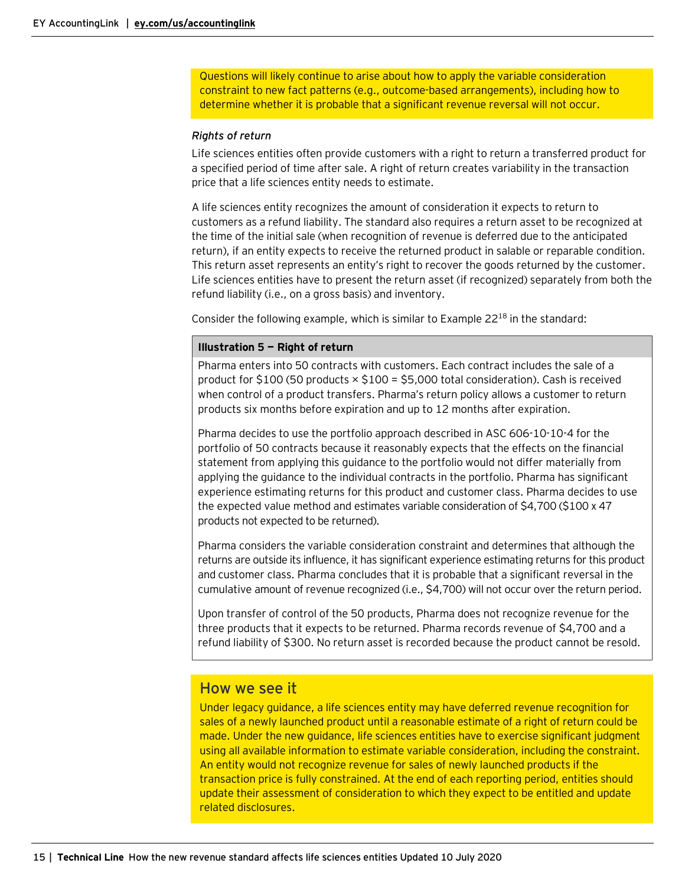Questions will likely continue to arise about how to apply the variable consideration constraint to new fact patterns (e.g., outcome-based arrangements), including how to determine whether it is probable that a significant revenue reversal will not occur.

*Rights of return*

Life sciences entities often provide customers with a right to return a transferred product for a specified period of time after sale. A right of return creates variability in the transaction price that a life sciences entity needs to estimate.

A life sciences entity recognizes the amount of consideration it expects to return to customers as a refund liability. The standard also requires a return asset to be recognized at the time of the initial sale (when recognition of revenue is deferred due to the anticipated return), if an entity expects to receive the returned product in salable or reparable condition. This return asset represents an entity's right to recover the goods returned by the customer. Life sciences entities have to present the return asset (if recognized) separately from both the refund liability (i.e., on a gross basis) and inventory.

Consider the following example, which is similar to Example 22[18] in the standard:

**Illustration 5 — Right of return**

Pharma enters into 50 contracts with customers. Each contract includes the sale of a product for $100 (50 products × $100 = $5,000 total consideration). Cash is received when control of a product transfers. Pharma's return policy allows a customer to return products six months before expiration and up to 12 months after expiration.

Pharma decides to use the portfolio approach described in ASC 606-10-10-4 for the portfolio of 50 contracts because it reasonably expects that the effects on the financial statement from applying this guidance to the portfolio would not differ materially from applying the guidance to the individual contracts in the portfolio. Pharma has significant experience estimating returns for this product and customer class. Pharma decides to use the expected value method and estimates variable consideration of $4,700 ($100 x 47 products not expected to be returned).

Pharma considers the variable consideration constraint and determines that although the returns are outside its influence, it has significant experience estimating returns for this product and customer class. Pharma concludes that it is probable that a significant reversal in the cumulative amount of revenue recognized (i.e., $4,700) will not occur over the return period.

Upon transfer of control of the 50 products, Pharma does not recognize revenue for the three products that it expects to be returned. Pharma records revenue of $4,700 and a refund liability of $300. No return asset is recorded because the product cannot be resold.

## How we see it

Under legacy guidance, a life sciences entity may have deferred revenue recognition for sales of a newly launched product until a reasonable estimate of a right of return could be made. Under the new guidance, life sciences entities have to exercise significant judgment using all available information to estimate variable consideration, including the constraint. An entity would not recognize revenue for sales of newly launched products if the transaction price is fully constrained. At the end of each reporting period, entities should update their assessment of consideration to which they expect to be entitled and update related disclosures.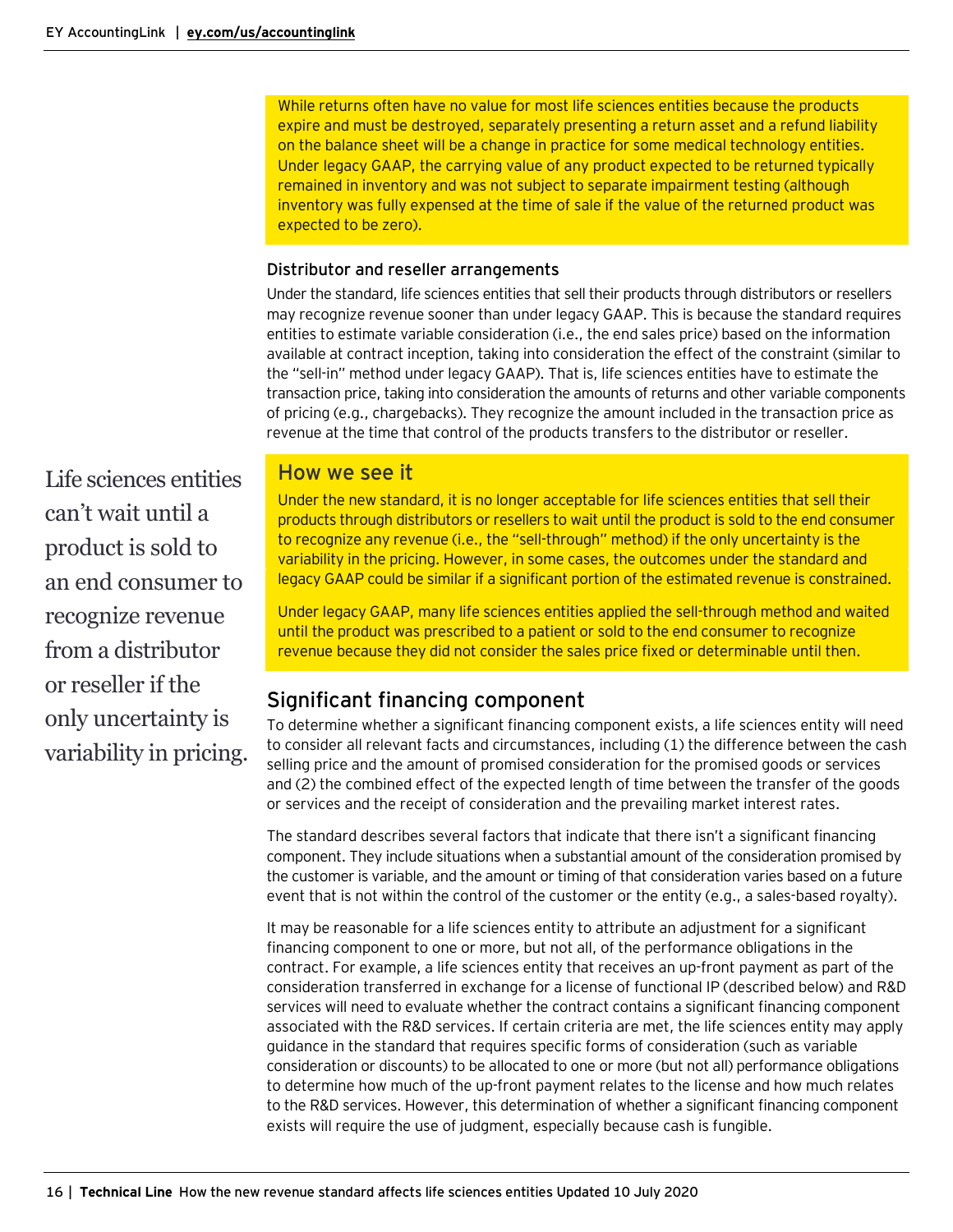While returns often have no value for most life sciences entities because the products expire and must be destroyed, separately presenting a return asset and a refund liability on the balance sheet will be a change in practice for some medical technology entities. Under legacy GAAP, the carrying value of any product expected to be returned typically remained in inventory and was not subject to separate impairment testing (although inventory was fully expensed at the time of sale if the value of the returned product was expected to be zero).

### Distributor and reseller arrangements

Under the standard, life sciences entities that sell their products through distributors or resellers may recognize revenue sooner than under legacy GAAP. This is because the standard requires entities to estimate variable consideration (i.e., the end sales price) based on the information available at contract inception, taking into consideration the effect of the constraint (similar to the "sell-in" method under legacy GAAP). That is, life sciences entities have to estimate the transaction price, taking into consideration the amounts of returns and other variable components of pricing (e.g., chargebacks). They recognize the amount included in the transaction price as revenue at the time that control of the products transfers to the distributor or reseller.

Life sciences entities can't wait until a product is sold to an end consumer to recognize revenue from a distributor or reseller if the only uncertainty is variability in pricing.

### How we see it

Under the new standard, it is no longer acceptable for life sciences entities that sell their products through distributors or resellers to wait until the product is sold to the end consumer to recognize any revenue (i.e., the "sell-through" method) if the only uncertainty is the variability in the pricing. However, in some cases, the outcomes under the standard and legacy GAAP could be similar if a significant portion of the estimated revenue is constrained.

Under legacy GAAP, many life sciences entities applied the sell-through method and waited until the product was prescribed to a patient or sold to the end consumer to recognize revenue because they did not consider the sales price fixed or determinable until then.

## Significant financing component

To determine whether a significant financing component exists, a life sciences entity will need to consider all relevant facts and circumstances, including (1) the difference between the cash selling price and the amount of promised consideration for the promised goods or services and (2) the combined effect of the expected length of time between the transfer of the goods or services and the receipt of consideration and the prevailing market interest rates.

The standard describes several factors that indicate that there isn't a significant financing component. They include situations when a substantial amount of the consideration promised by the customer is variable, and the amount or timing of that consideration varies based on a future event that is not within the control of the customer or the entity (e.g., a sales-based royalty).

It may be reasonable for a life sciences entity to attribute an adjustment for a significant financing component to one or more, but not all, of the performance obligations in the contract. For example, a life sciences entity that receives an up-front payment as part of the consideration transferred in exchange for a license of functional IP (described below) and R&D services will need to evaluate whether the contract contains a significant financing component associated with the R&D services. If certain criteria are met, the life sciences entity may apply guidance in the standard that requires specific forms of consideration (such as variable consideration or discounts) to be allocated to one or more (but not all) performance obligations to determine how much of the up-front payment relates to the license and how much relates to the R&D services. However, this determination of whether a significant financing component exists will require the use of judgment, especially because cash is fungible.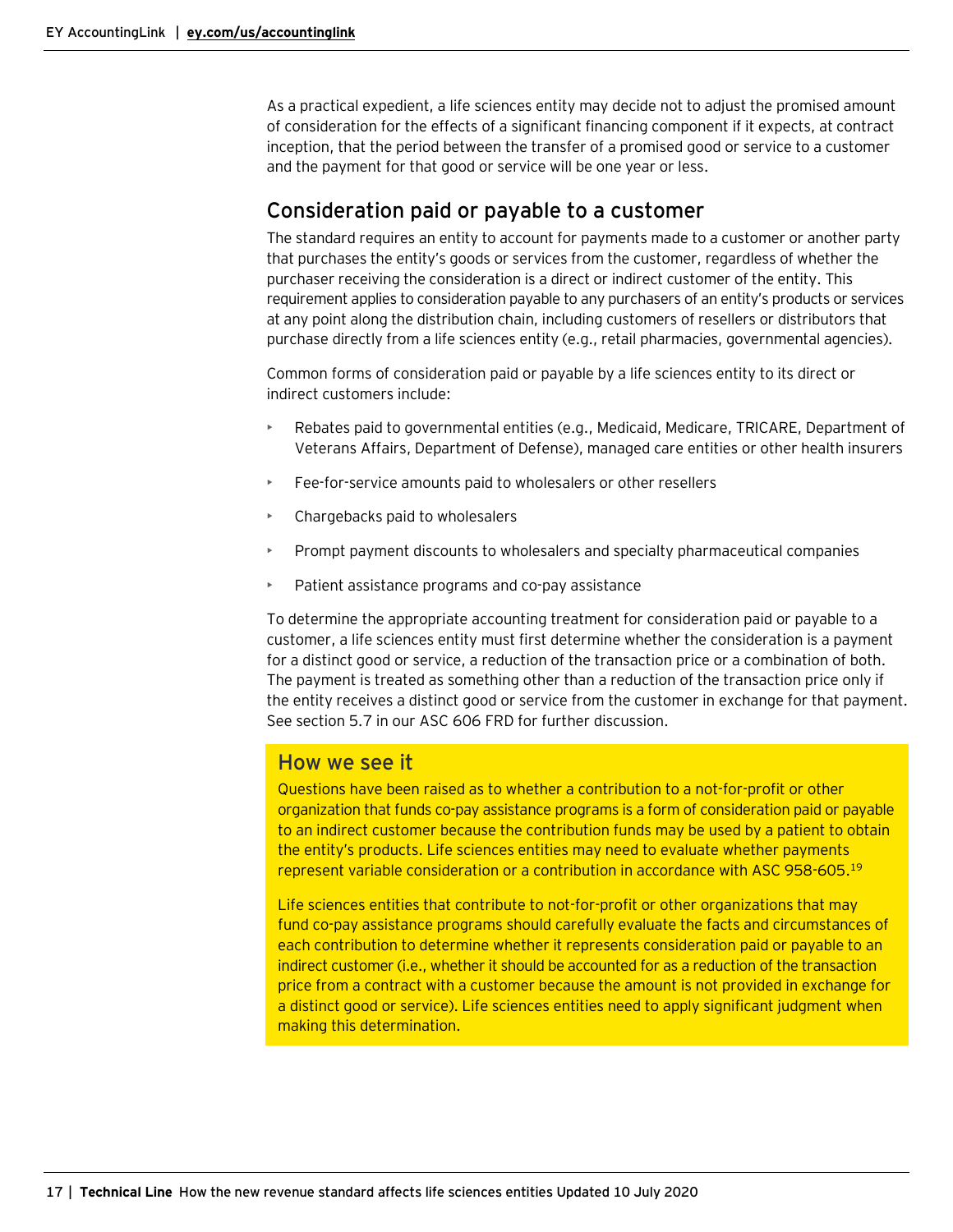As a practical expedient, a life sciences entity may decide not to adjust the promised amount of consideration for the effects of a significant financing component if it expects, at contract inception, that the period between the transfer of a promised good or service to a customer and the payment for that good or service will be one year or less.

## Consideration paid or payable to a customer

The standard requires an entity to account for payments made to a customer or another party that purchases the entity's goods or services from the customer, regardless of whether the purchaser receiving the consideration is a direct or indirect customer of the entity. This requirement applies to consideration payable to any purchasers of an entity's products or services at any point along the distribution chain, including customers of resellers or distributors that purchase directly from a life sciences entity (e.g., retail pharmacies, governmental agencies).

Common forms of consideration paid or payable by a life sciences entity to its direct or indirect customers include:

- Rebates paid to governmental entities (e.g., Medicaid, Medicare, TRICARE, Department of Veterans Affairs, Department of Defense), managed care entities or other health insurers
- Fee-for-service amounts paid to wholesalers or other resellers
- Chargebacks paid to wholesalers
- Prompt payment discounts to wholesalers and specialty pharmaceutical companies
- Patient assistance programs and co-pay assistance

To determine the appropriate accounting treatment for consideration paid or payable to a customer, a life sciences entity must first determine whether the consideration is a payment for a distinct good or service, a reduction of the transaction price or a combination of both. The payment is treated as something other than a reduction of the transaction price only if the entity receives a distinct good or service from the customer in exchange for that payment. See section 5.7 in our ASC 606 FRD for further discussion.

### How we see it

Questions have been raised as to whether a contribution to a not-for-profit or other organization that funds co-pay assistance programs is a form of consideration paid or payable to an indirect customer because the contribution funds may be used by a patient to obtain the entity's products. Life sciences entities may need to evaluate whether payments represent variable consideration or a contribution in accordance with ASC 958-605.[19]

Life sciences entities that contribute to not-for-profit or other organizations that may fund co-pay assistance programs should carefully evaluate the facts and circumstances of each contribution to determine whether it represents consideration paid or payable to an indirect customer (i.e., whether it should be accounted for as a reduction of the transaction price from a contract with a customer because the amount is not provided in exchange for a distinct good or service). Life sciences entities need to apply significant judgment when making this determination.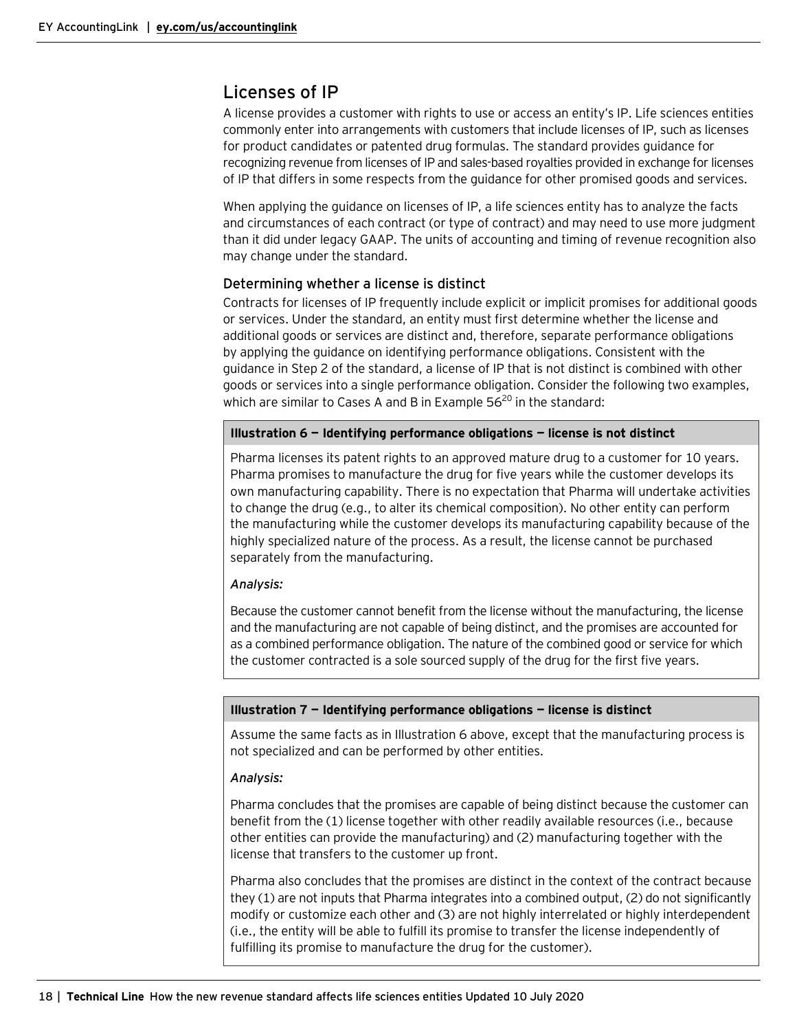## Licenses of IP

A license provides a customer with rights to use or access an entity's IP. Life sciences entities commonly enter into arrangements with customers that include licenses of IP, such as licenses for product candidates or patented drug formulas. The standard provides guidance for recognizing revenue from licenses of IP and sales-based royalties provided in exchange for licenses of IP that differs in some respects from the guidance for other promised goods and services.

When applying the guidance on licenses of IP, a life sciences entity has to analyze the facts and circumstances of each contract (or type of contract) and may need to use more judgment than it did under legacy GAAP. The units of accounting and timing of revenue recognition also may change under the standard.

### Determining whether a license is distinct

Contracts for licenses of IP frequently include explicit or implicit promises for additional goods or services. Under the standard, an entity must first determine whether the license and additional goods or services are distinct and, therefore, separate performance obligations by applying the guidance on identifying performance obligations. Consistent with the guidance in Step 2 of the standard, a license of IP that is not distinct is combined with other goods or services into a single performance obligation. Consider the following two examples, which are similar to Cases A and B in Example 56[20] in the standard:

**Illustration 6 — Identifying performance obligations — license is not distinct**

Pharma licenses its patent rights to an approved mature drug to a customer for 10 years. Pharma promises to manufacture the drug for five years while the customer develops its own manufacturing capability. There is no expectation that Pharma will undertake activities to change the drug (e.g., to alter its chemical composition). No other entity can perform the manufacturing while the customer develops its manufacturing capability because of the highly specialized nature of the process. As a result, the license cannot be purchased separately from the manufacturing.

*Analysis:*

Because the customer cannot benefit from the license without the manufacturing, the license and the manufacturing are not capable of being distinct, and the promises are accounted for as a combined performance obligation. The nature of the combined good or service for which the customer contracted is a sole sourced supply of the drug for the first five years.

**Illustration 7 — Identifying performance obligations — license is distinct**

Assume the same facts as in Illustration 6 above, except that the manufacturing process is not specialized and can be performed by other entities.

*Analysis:*

Pharma concludes that the promises are capable of being distinct because the customer can benefit from the (1) license together with other readily available resources (i.e., because other entities can provide the manufacturing) and (2) manufacturing together with the license that transfers to the customer up front.

Pharma also concludes that the promises are distinct in the context of the contract because they (1) are not inputs that Pharma integrates into a combined output, (2) do not significantly modify or customize each other and (3) are not highly interrelated or highly interdependent (i.e., the entity will be able to fulfill its promise to transfer the license independently of fulfilling its promise to manufacture the drug for the customer).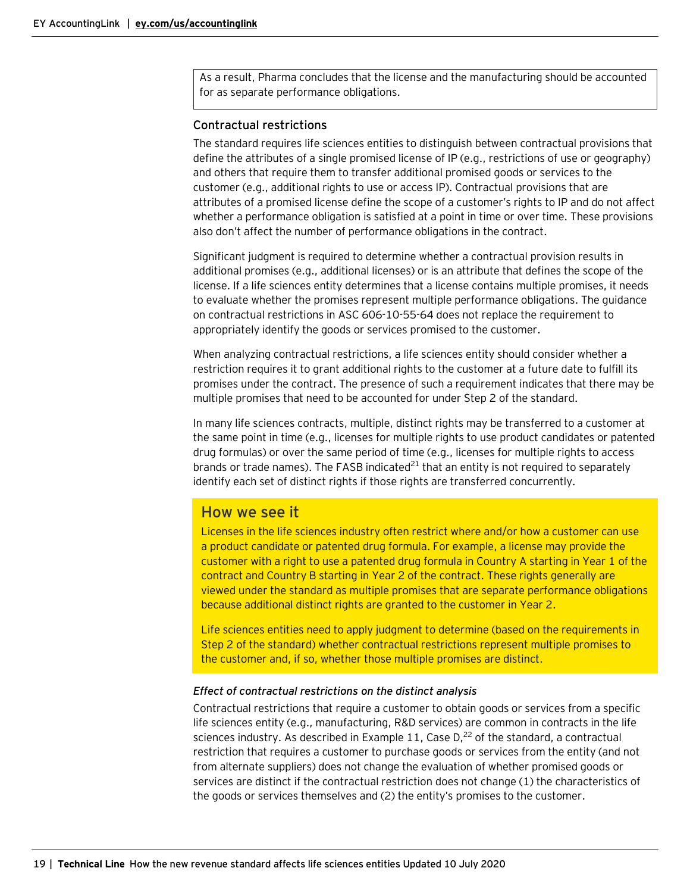As a result, Pharma concludes that the license and the manufacturing should be accounted for as separate performance obligations.

### Contractual restrictions

The standard requires life sciences entities to distinguish between contractual provisions that define the attributes of a single promised license of IP (e.g., restrictions of use or geography) and others that require them to transfer additional promised goods or services to the customer (e.g., additional rights to use or access IP). Contractual provisions that are attributes of a promised license define the scope of a customer's rights to IP and do not affect whether a performance obligation is satisfied at a point in time or over time. These provisions also don't affect the number of performance obligations in the contract.

Significant judgment is required to determine whether a contractual provision results in additional promises (e.g., additional licenses) or is an attribute that defines the scope of the license. If a life sciences entity determines that a license contains multiple promises, it needs to evaluate whether the promises represent multiple performance obligations. The guidance on contractual restrictions in ASC 606-10-55-64 does not replace the requirement to appropriately identify the goods or services promised to the customer.

When analyzing contractual restrictions, a life sciences entity should consider whether a restriction requires it to grant additional rights to the customer at a future date to fulfill its promises under the contract. The presence of such a requirement indicates that there may be multiple promises that need to be accounted for under Step 2 of the standard.

In many life sciences contracts, multiple, distinct rights may be transferred to a customer at the same point in time (e.g., licenses for multiple rights to use product candidates or patented drug formulas) or over the same period of time (e.g., licenses for multiple rights to access brands or trade names). The FASB indicated[21] that an entity is not required to separately identify each set of distinct rights if those rights are transferred concurrently.

## How we see it

Licenses in the life sciences industry often restrict where and/or how a customer can use a product candidate or patented drug formula. For example, a license may provide the customer with a right to use a patented drug formula in Country A starting in Year 1 of the contract and Country B starting in Year 2 of the contract. These rights generally are viewed under the standard as multiple promises that are separate performance obligations because additional distinct rights are granted to the customer in Year 2.

Life sciences entities need to apply judgment to determine (based on the requirements in Step 2 of the standard) whether contractual restrictions represent multiple promises to the customer and, if so, whether those multiple promises are distinct.

#### *Effect of contractual restrictions on the distinct analysis*

Contractual restrictions that require a customer to obtain goods or services from a specific life sciences entity (e.g., manufacturing, R&D services) are common in contracts in the life sciences industry. As described in Example 11, Case D,[22] of the standard, a contractual restriction that requires a customer to purchase goods or services from the entity (and not from alternate suppliers) does not change the evaluation of whether promised goods or services are distinct if the contractual restriction does not change (1) the characteristics of the goods or services themselves and (2) the entity's promises to the customer.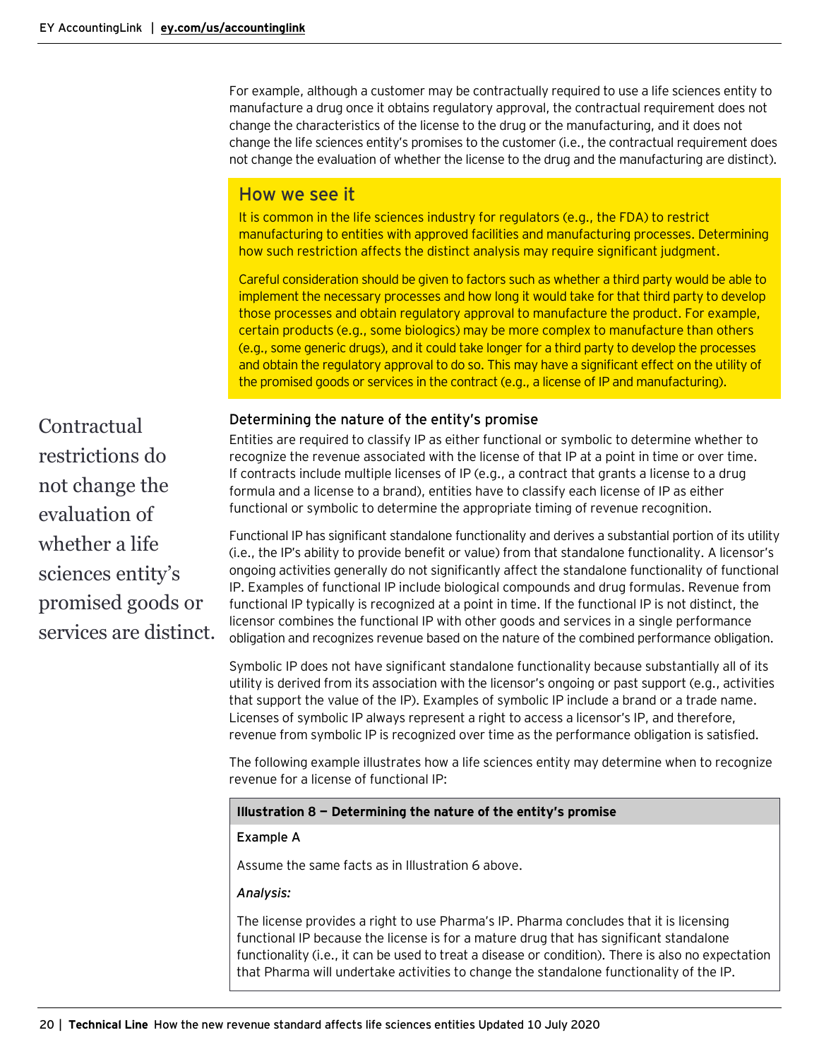For example, although a customer may be contractually required to use a life sciences entity to manufacture a drug once it obtains regulatory approval, the contractual requirement does not change the characteristics of the license to the drug or the manufacturing, and it does not change the life sciences entity's promises to the customer (i.e., the contractual requirement does not change the evaluation of whether the license to the drug and the manufacturing are distinct).

## How we see it

It is common in the life sciences industry for regulators (e.g., the FDA) to restrict manufacturing to entities with approved facilities and manufacturing processes. Determining how such restriction affects the distinct analysis may require significant judgment.

Careful consideration should be given to factors such as whether a third party would be able to implement the necessary processes and how long it would take for that third party to develop those processes and obtain regulatory approval to manufacture the product. For example, certain products (e.g., some biologics) may be more complex to manufacture than others (e.g., some generic drugs), and it could take longer for a third party to develop the processes and obtain the regulatory approval to do so. This may have a significant effect on the utility of the promised goods or services in the contract (e.g., a license of IP and manufacturing).

> Contractual restrictions do not change the evaluation of whether a life sciences entity's promised goods or services are distinct.

### Determining the nature of the entity's promise

Entities are required to classify IP as either functional or symbolic to determine whether to recognize the revenue associated with the license of that IP at a point in time or over time. If contracts include multiple licenses of IP (e.g., a contract that grants a license to a drug formula and a license to a brand), entities have to classify each license of IP as either functional or symbolic to determine the appropriate timing of revenue recognition.

Functional IP has significant standalone functionality and derives a substantial portion of its utility (i.e., the IP's ability to provide benefit or value) from that standalone functionality. A licensor's ongoing activities generally do not significantly affect the standalone functionality of functional IP. Examples of functional IP include biological compounds and drug formulas. Revenue from functional IP typically is recognized at a point in time. If the functional IP is not distinct, the licensor combines the functional IP with other goods and services in a single performance obligation and recognizes revenue based on the nature of the combined performance obligation.

Symbolic IP does not have significant standalone functionality because substantially all of its utility is derived from its association with the licensor's ongoing or past support (e.g., activities that support the value of the IP). Examples of symbolic IP include a brand or a trade name. Licenses of symbolic IP always represent a right to access a licensor's IP, and therefore, revenue from symbolic IP is recognized over time as the performance obligation is satisfied.

The following example illustrates how a life sciences entity may determine when to recognize revenue for a license of functional IP:

**Illustration 8 — Determining the nature of the entity's promise**

**Example A**

Assume the same facts as in Illustration 6 above.

*Analysis:*

The license provides a right to use Pharma's IP. Pharma concludes that it is licensing functional IP because the license is for a mature drug that has significant standalone functionality (i.e., it can be used to treat a disease or condition). There is also no expectation that Pharma will undertake activities to change the standalone functionality of the IP.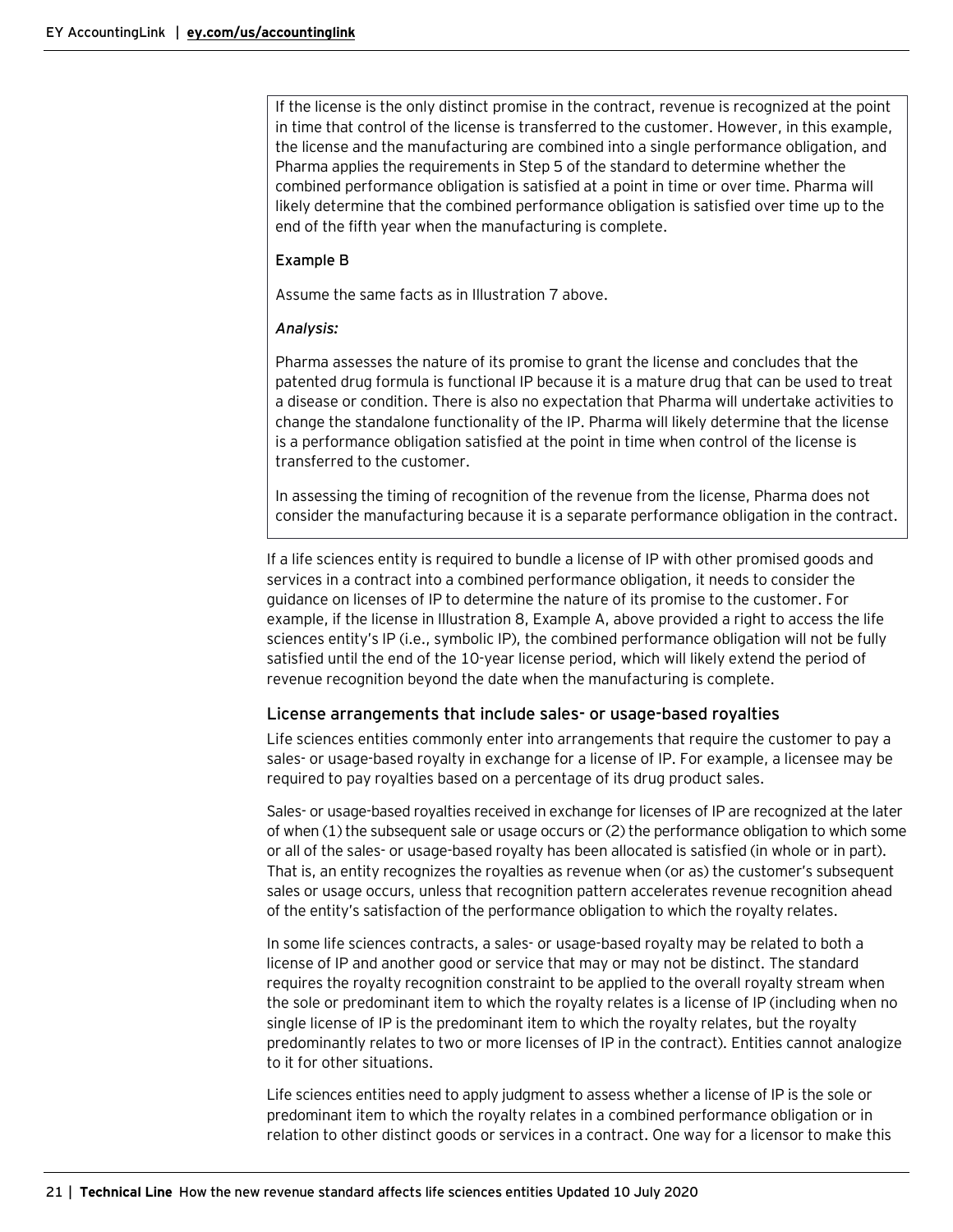If the license is the only distinct promise in the contract, revenue is recognized at the point in time that control of the license is transferred to the customer. However, in this example, the license and the manufacturing are combined into a single performance obligation, and Pharma applies the requirements in Step 5 of the standard to determine whether the combined performance obligation is satisfied at a point in time or over time. Pharma will likely determine that the combined performance obligation is satisfied over time up to the end of the fifth year when the manufacturing is complete.

**Example B**

Assume the same facts as in Illustration 7 above.

*Analysis:*

Pharma assesses the nature of its promise to grant the license and concludes that the patented drug formula is functional IP because it is a mature drug that can be used to treat a disease or condition. There is also no expectation that Pharma will undertake activities to change the standalone functionality of the IP. Pharma will likely determine that the license is a performance obligation satisfied at the point in time when control of the license is transferred to the customer.

In assessing the timing of recognition of the revenue from the license, Pharma does not consider the manufacturing because it is a separate performance obligation in the contract.

If a life sciences entity is required to bundle a license of IP with other promised goods and services in a contract into a combined performance obligation, it needs to consider the guidance on licenses of IP to determine the nature of its promise to the customer. For example, if the license in Illustration 8, Example A, above provided a right to access the life sciences entity's IP (i.e., symbolic IP), the combined performance obligation will not be fully satisfied until the end of the 10-year license period, which will likely extend the period of revenue recognition beyond the date when the manufacturing is complete.

### License arrangements that include sales- or usage-based royalties

Life sciences entities commonly enter into arrangements that require the customer to pay a sales- or usage-based royalty in exchange for a license of IP. For example, a licensee may be required to pay royalties based on a percentage of its drug product sales.

Sales- or usage-based royalties received in exchange for licenses of IP are recognized at the later of when (1) the subsequent sale or usage occurs or (2) the performance obligation to which some or all of the sales- or usage-based royalty has been allocated is satisfied (in whole or in part). That is, an entity recognizes the royalties as revenue when (or as) the customer's subsequent sales or usage occurs, unless that recognition pattern accelerates revenue recognition ahead of the entity's satisfaction of the performance obligation to which the royalty relates.

In some life sciences contracts, a sales- or usage-based royalty may be related to both a license of IP and another good or service that may or may not be distinct. The standard requires the royalty recognition constraint to be applied to the overall royalty stream when the sole or predominant item to which the royalty relates is a license of IP (including when no single license of IP is the predominant item to which the royalty relates, but the royalty predominantly relates to two or more licenses of IP in the contract). Entities cannot analogize to it for other situations.

Life sciences entities need to apply judgment to assess whether a license of IP is the sole or predominant item to which the royalty relates in a combined performance obligation or in relation to other distinct goods or services in a contract. One way for a licensor to make this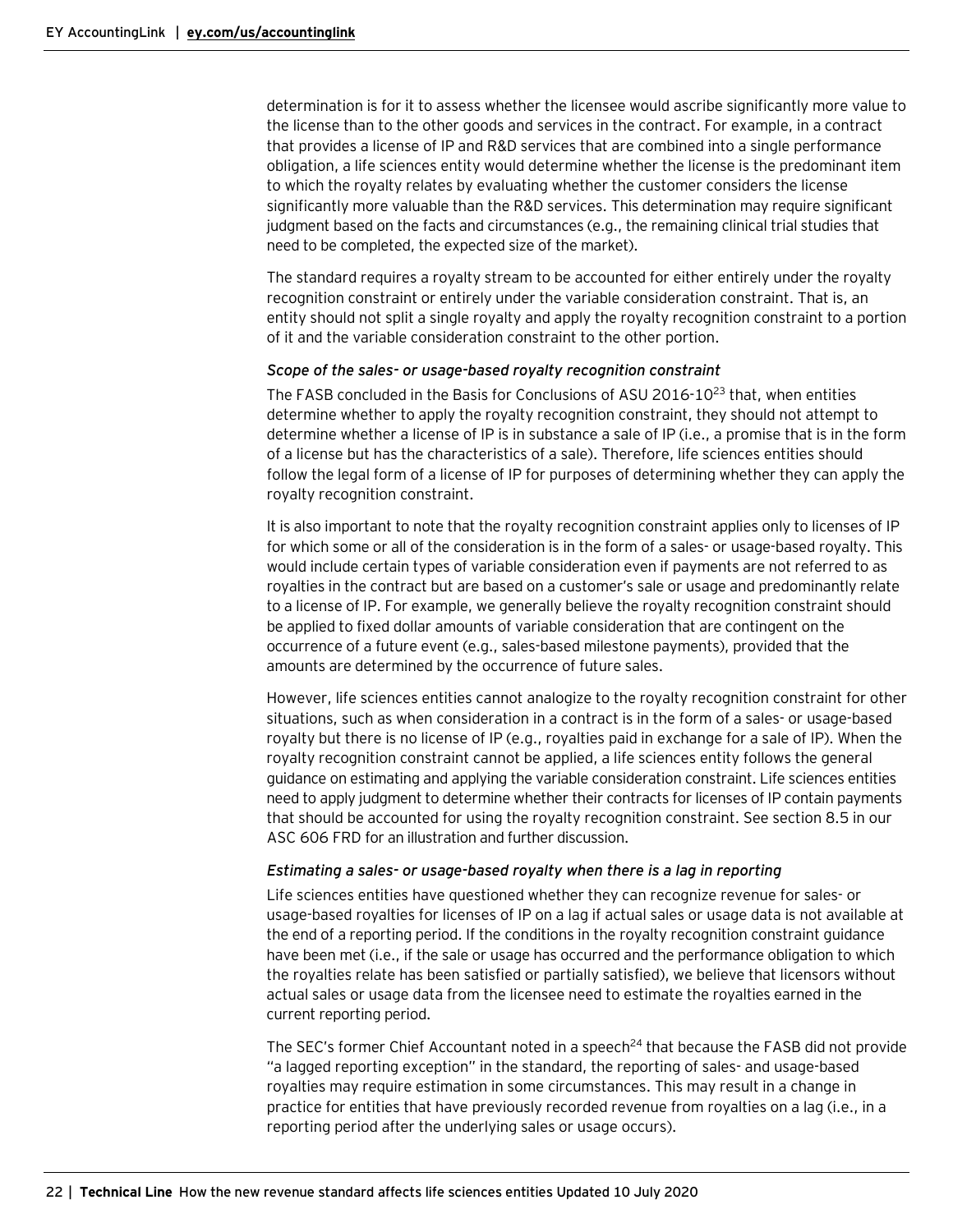determination is for it to assess whether the licensee would ascribe significantly more value to the license than to the other goods and services in the contract. For example, in a contract that provides a license of IP and R&D services that are combined into a single performance obligation, a life sciences entity would determine whether the license is the predominant item to which the royalty relates by evaluating whether the customer considers the license significantly more valuable than the R&D services. This determination may require significant judgment based on the facts and circumstances (e.g., the remaining clinical trial studies that need to be completed, the expected size of the market).

The standard requires a royalty stream to be accounted for either entirely under the royalty recognition constraint or entirely under the variable consideration constraint. That is, an entity should not split a single royalty and apply the royalty recognition constraint to a portion of it and the variable consideration constraint to the other portion.

*Scope of the sales- or usage-based royalty recognition constraint*

The FASB concluded in the Basis for Conclusions of ASU 2016-10[23] that, when entities determine whether to apply the royalty recognition constraint, they should not attempt to determine whether a license of IP is in substance a sale of IP (i.e., a promise that is in the form of a license but has the characteristics of a sale). Therefore, life sciences entities should follow the legal form of a license of IP for purposes of determining whether they can apply the royalty recognition constraint.

It is also important to note that the royalty recognition constraint applies only to licenses of IP for which some or all of the consideration is in the form of a sales- or usage-based royalty. This would include certain types of variable consideration even if payments are not referred to as royalties in the contract but are based on a customer's sale or usage and predominantly relate to a license of IP. For example, we generally believe the royalty recognition constraint should be applied to fixed dollar amounts of variable consideration that are contingent on the occurrence of a future event (e.g., sales-based milestone payments), provided that the amounts are determined by the occurrence of future sales.

However, life sciences entities cannot analogize to the royalty recognition constraint for other situations, such as when consideration in a contract is in the form of a sales- or usage-based royalty but there is no license of IP (e.g., royalties paid in exchange for a sale of IP). When the royalty recognition constraint cannot be applied, a life sciences entity follows the general guidance on estimating and applying the variable consideration constraint. Life sciences entities need to apply judgment to determine whether their contracts for licenses of IP contain payments that should be accounted for using the royalty recognition constraint. See section 8.5 in our ASC 606 FRD for an illustration and further discussion.

*Estimating a sales- or usage-based royalty when there is a lag in reporting*

Life sciences entities have questioned whether they can recognize revenue for sales- or usage-based royalties for licenses of IP on a lag if actual sales or usage data is not available at the end of a reporting period. If the conditions in the royalty recognition constraint guidance have been met (i.e., if the sale or usage has occurred and the performance obligation to which the royalties relate has been satisfied or partially satisfied), we believe that licensors without actual sales or usage data from the licensee need to estimate the royalties earned in the current reporting period.

The SEC's former Chief Accountant noted in a speech[24] that because the FASB did not provide "a lagged reporting exception" in the standard, the reporting of sales- and usage-based royalties may require estimation in some circumstances. This may result in a change in practice for entities that have previously recorded revenue from royalties on a lag (i.e., in a reporting period after the underlying sales or usage occurs).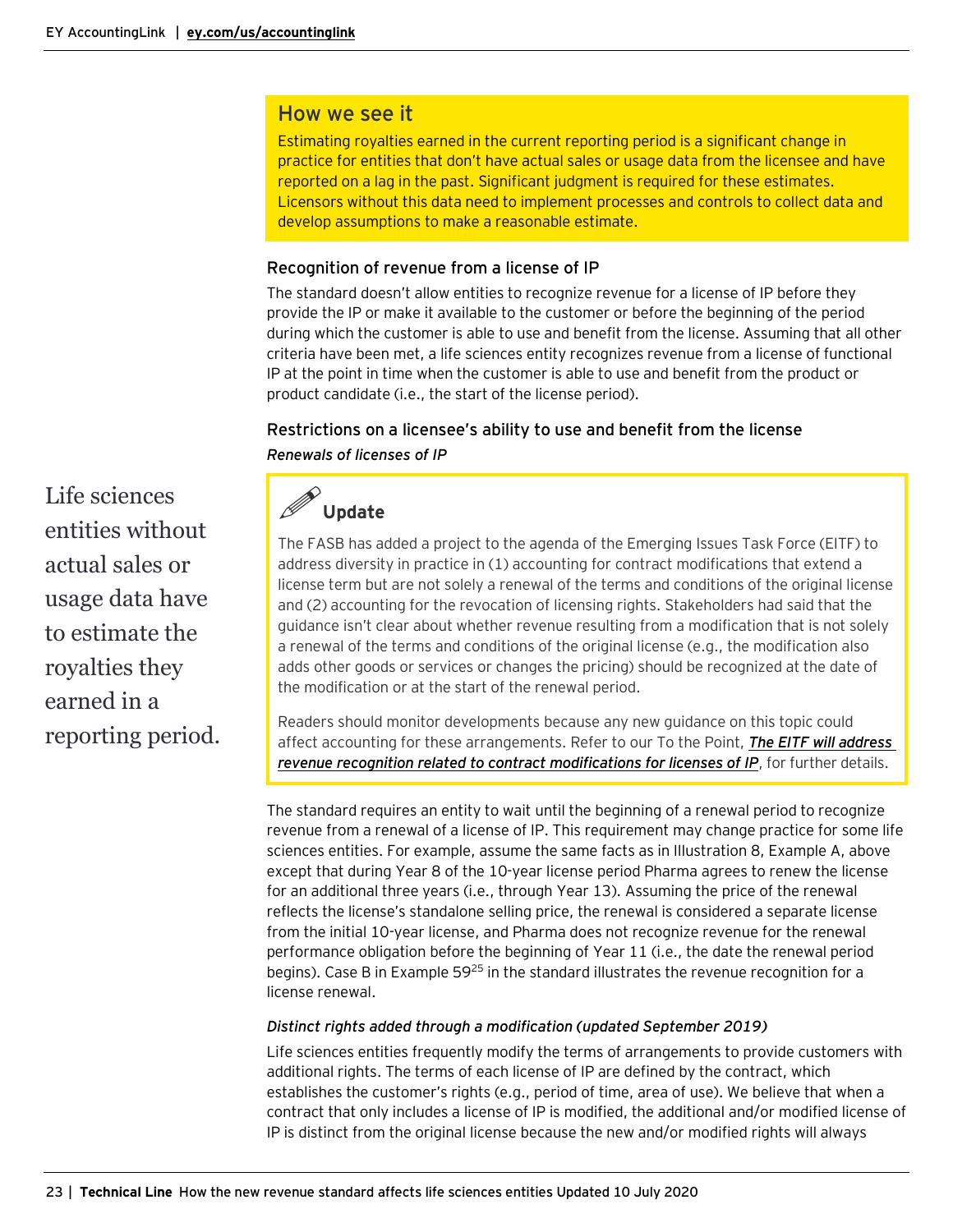### How we see it

Estimating royalties earned in the current reporting period is a significant change in practice for entities that don't have actual sales or usage data from the licensee and have reported on a lag in the past. Significant judgment is required for these estimates. Licensors without this data need to implement processes and controls to collect data and develop assumptions to make a reasonable estimate.

#### Recognition of revenue from a license of IP

The standard doesn't allow entities to recognize revenue for a license of IP before they provide the IP or make it available to the customer or before the beginning of the period during which the customer is able to use and benefit from the license. Assuming that all other criteria have been met, a life sciences entity recognizes revenue from a license of functional IP at the point in time when the customer is able to use and benefit from the product or product candidate (i.e., the start of the license period).

#### Restrictions on a licensee's ability to use and benefit from the license

*Renewals of licenses of IP*

Life sciences entities without actual sales or usage data have to estimate the royalties they earned in a reporting period.

**Update**

The FASB has added a project to the agenda of the Emerging Issues Task Force (EITF) to address diversity in practice in (1) accounting for contract modifications that extend a license term but are not solely a renewal of the terms and conditions of the original license and (2) accounting for the revocation of licensing rights. Stakeholders had said that the guidance isn't clear about whether revenue resulting from a modification that is not solely a renewal of the terms and conditions of the original license (e.g., the modification also adds other goods or services or changes the pricing) should be recognized at the date of the modification or at the start of the renewal period.

Readers should monitor developments because any new guidance on this topic could affect accounting for these arrangements. Refer to our To the Point, ***The EITF will address revenue recognition related to contract modifications for licenses of IP***, for further details.

The standard requires an entity to wait until the beginning of a renewal period to recognize revenue from a renewal of a license of IP. This requirement may change practice for some life sciences entities. For example, assume the same facts as in Illustration 8, Example A, above except that during Year 8 of the 10-year license period Pharma agrees to renew the license for an additional three years (i.e., through Year 13). Assuming the price of the renewal reflects the license's standalone selling price, the renewal is considered a separate license from the initial 10-year license, and Pharma does not recognize revenue for the renewal performance obligation before the beginning of Year 11 (i.e., the date the renewal period begins). Case B in Example 59[25] in the standard illustrates the revenue recognition for a license renewal.

*Distinct rights added through a modification (updated September 2019)*

Life sciences entities frequently modify the terms of arrangements to provide customers with additional rights. The terms of each license of IP are defined by the contract, which establishes the customer's rights (e.g., period of time, area of use). We believe that when a contract that only includes a license of IP is modified, the additional and/or modified license of IP is distinct from the original license because the new and/or modified rights will always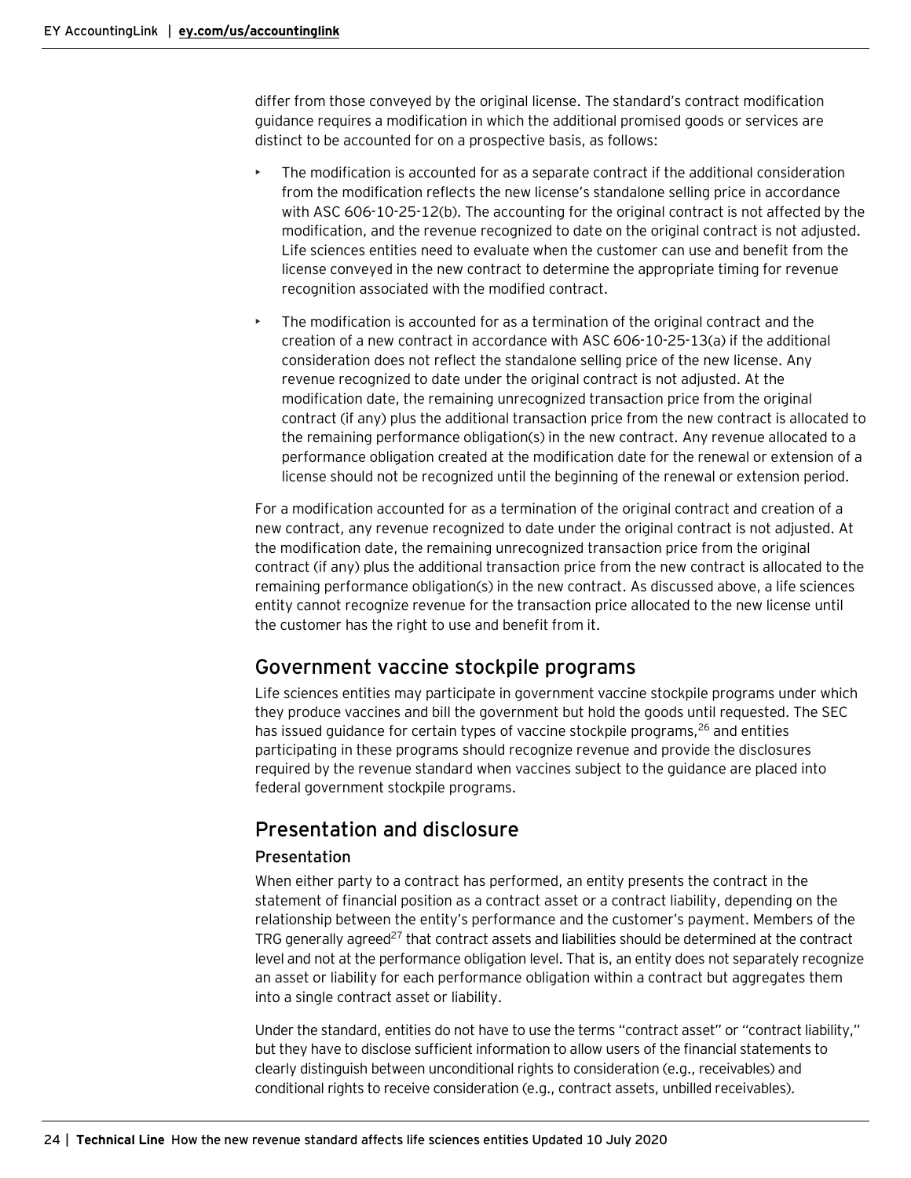differ from those conveyed by the original license. The standard's contract modification guidance requires a modification in which the additional promised goods or services are distinct to be accounted for on a prospective basis, as follows:

- The modification is accounted for as a separate contract if the additional consideration from the modification reflects the new license's standalone selling price in accordance with ASC 606-10-25-12(b). The accounting for the original contract is not affected by the modification, and the revenue recognized to date on the original contract is not adjusted. Life sciences entities need to evaluate when the customer can use and benefit from the license conveyed in the new contract to determine the appropriate timing for revenue recognition associated with the modified contract.
- The modification is accounted for as a termination of the original contract and the creation of a new contract in accordance with ASC 606-10-25-13(a) if the additional consideration does not reflect the standalone selling price of the new license. Any revenue recognized to date under the original contract is not adjusted. At the modification date, the remaining unrecognized transaction price from the original contract (if any) plus the additional transaction price from the new contract is allocated to the remaining performance obligation(s) in the new contract. Any revenue allocated to a performance obligation created at the modification date for the renewal or extension of a license should not be recognized until the beginning of the renewal or extension period.

For a modification accounted for as a termination of the original contract and creation of a new contract, any revenue recognized to date under the original contract is not adjusted. At the modification date, the remaining unrecognized transaction price from the original contract (if any) plus the additional transaction price from the new contract is allocated to the remaining performance obligation(s) in the new contract. As discussed above, a life sciences entity cannot recognize revenue for the transaction price allocated to the new license until the customer has the right to use and benefit from it.

## Government vaccine stockpile programs

Life sciences entities may participate in government vaccine stockpile programs under which they produce vaccines and bill the government but hold the goods until requested. The SEC has issued guidance for certain types of vaccine stockpile programs,[26] and entities participating in these programs should recognize revenue and provide the disclosures required by the revenue standard when vaccines subject to the guidance are placed into federal government stockpile programs.

## Presentation and disclosure

### Presentation

When either party to a contract has performed, an entity presents the contract in the statement of financial position as a contract asset or a contract liability, depending on the relationship between the entity's performance and the customer's payment. Members of the TRG generally agreed[27] that contract assets and liabilities should be determined at the contract level and not at the performance obligation level. That is, an entity does not separately recognize an asset or liability for each performance obligation within a contract but aggregates them into a single contract asset or liability.

Under the standard, entities do not have to use the terms "contract asset" or "contract liability," but they have to disclose sufficient information to allow users of the financial statements to clearly distinguish between unconditional rights to consideration (e.g., receivables) and conditional rights to receive consideration (e.g., contract assets, unbilled receivables).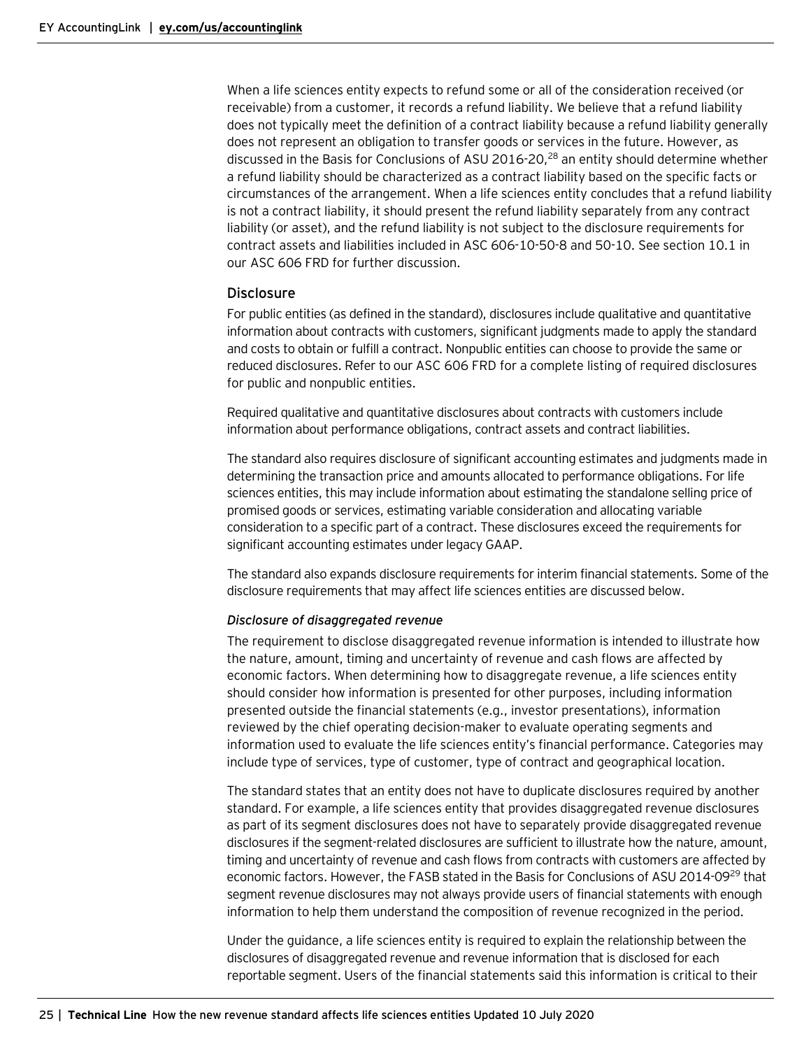When a life sciences entity expects to refund some or all of the consideration received (or receivable) from a customer, it records a refund liability. We believe that a refund liability does not typically meet the definition of a contract liability because a refund liability generally does not represent an obligation to transfer goods or services in the future. However, as discussed in the Basis for Conclusions of ASU 2016-20,[28] an entity should determine whether a refund liability should be characterized as a contract liability based on the specific facts or circumstances of the arrangement. When a life sciences entity concludes that a refund liability is not a contract liability, it should present the refund liability separately from any contract liability (or asset), and the refund liability is not subject to the disclosure requirements for contract assets and liabilities included in ASC 606-10-50-8 and 50-10. See section 10.1 in our ASC 606 FRD for further discussion.

## Disclosure

For public entities (as defined in the standard), disclosures include qualitative and quantitative information about contracts with customers, significant judgments made to apply the standard and costs to obtain or fulfill a contract. Nonpublic entities can choose to provide the same or reduced disclosures. Refer to our ASC 606 FRD for a complete listing of required disclosures for public and nonpublic entities.

Required qualitative and quantitative disclosures about contracts with customers include information about performance obligations, contract assets and contract liabilities.

The standard also requires disclosure of significant accounting estimates and judgments made in determining the transaction price and amounts allocated to performance obligations. For life sciences entities, this may include information about estimating the standalone selling price of promised goods or services, estimating variable consideration and allocating variable consideration to a specific part of a contract. These disclosures exceed the requirements for significant accounting estimates under legacy GAAP.

The standard also expands disclosure requirements for interim financial statements. Some of the disclosure requirements that may affect life sciences entities are discussed below.

### *Disclosure of disaggregated revenue*

The requirement to disclose disaggregated revenue information is intended to illustrate how the nature, amount, timing and uncertainty of revenue and cash flows are affected by economic factors. When determining how to disaggregate revenue, a life sciences entity should consider how information is presented for other purposes, including information presented outside the financial statements (e.g., investor presentations), information reviewed by the chief operating decision-maker to evaluate operating segments and information used to evaluate the life sciences entity's financial performance. Categories may include type of services, type of customer, type of contract and geographical location.

The standard states that an entity does not have to duplicate disclosures required by another standard. For example, a life sciences entity that provides disaggregated revenue disclosures as part of its segment disclosures does not have to separately provide disaggregated revenue disclosures if the segment-related disclosures are sufficient to illustrate how the nature, amount, timing and uncertainty of revenue and cash flows from contracts with customers are affected by economic factors. However, the FASB stated in the Basis for Conclusions of ASU 2014-09[29] that segment revenue disclosures may not always provide users of financial statements with enough information to help them understand the composition of revenue recognized in the period.

Under the guidance, a life sciences entity is required to explain the relationship between the disclosures of disaggregated revenue and revenue information that is disclosed for each reportable segment. Users of the financial statements said this information is critical to their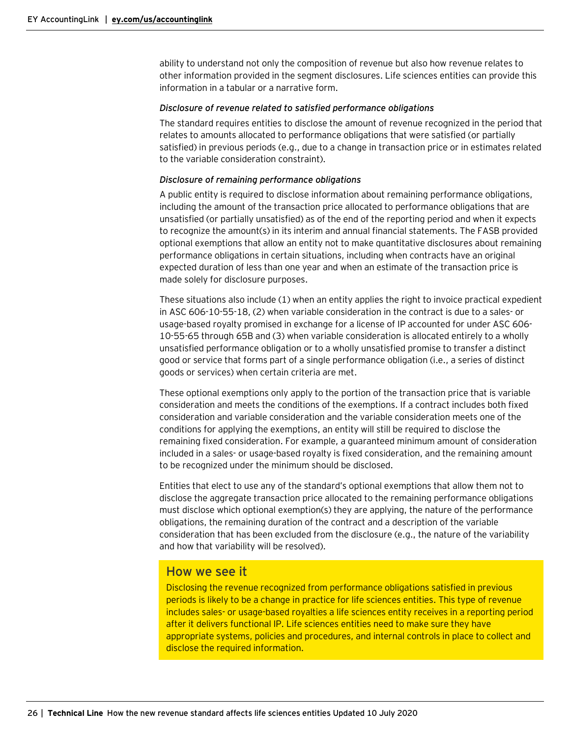ability to understand not only the composition of revenue but also how revenue relates to other information provided in the segment disclosures. Life sciences entities can provide this information in a tabular or a narrative form.

*Disclosure of revenue related to satisfied performance obligations*

The standard requires entities to disclose the amount of revenue recognized in the period that relates to amounts allocated to performance obligations that were satisfied (or partially satisfied) in previous periods (e.g., due to a change in transaction price or in estimates related to the variable consideration constraint).

*Disclosure of remaining performance obligations*

A public entity is required to disclose information about remaining performance obligations, including the amount of the transaction price allocated to performance obligations that are unsatisfied (or partially unsatisfied) as of the end of the reporting period and when it expects to recognize the amount(s) in its interim and annual financial statements. The FASB provided optional exemptions that allow an entity not to make quantitative disclosures about remaining performance obligations in certain situations, including when contracts have an original expected duration of less than one year and when an estimate of the transaction price is made solely for disclosure purposes.

These situations also include (1) when an entity applies the right to invoice practical expedient in ASC 606-10-55-18, (2) when variable consideration in the contract is due to a sales- or usage-based royalty promised in exchange for a license of IP accounted for under ASC 606-10-55-65 through 65B and (3) when variable consideration is allocated entirely to a wholly unsatisfied performance obligation or to a wholly unsatisfied promise to transfer a distinct good or service that forms part of a single performance obligation (i.e., a series of distinct goods or services) when certain criteria are met.

These optional exemptions only apply to the portion of the transaction price that is variable consideration and meets the conditions of the exemptions. If a contract includes both fixed consideration and variable consideration and the variable consideration meets one of the conditions for applying the exemptions, an entity will still be required to disclose the remaining fixed consideration. For example, a guaranteed minimum amount of consideration included in a sales- or usage-based royalty is fixed consideration, and the remaining amount to be recognized under the minimum should be disclosed.

Entities that elect to use any of the standard's optional exemptions that allow them not to disclose the aggregate transaction price allocated to the remaining performance obligations must disclose which optional exemption(s) they are applying, the nature of the performance obligations, the remaining duration of the contract and a description of the variable consideration that has been excluded from the disclosure (e.g., the nature of the variability and how that variability will be resolved).

## How we see it

Disclosing the revenue recognized from performance obligations satisfied in previous periods is likely to be a change in practice for life sciences entities. This type of revenue includes sales- or usage-based royalties a life sciences entity receives in a reporting period after it delivers functional IP. Life sciences entities need to make sure they have appropriate systems, policies and procedures, and internal controls in place to collect and disclose the required information.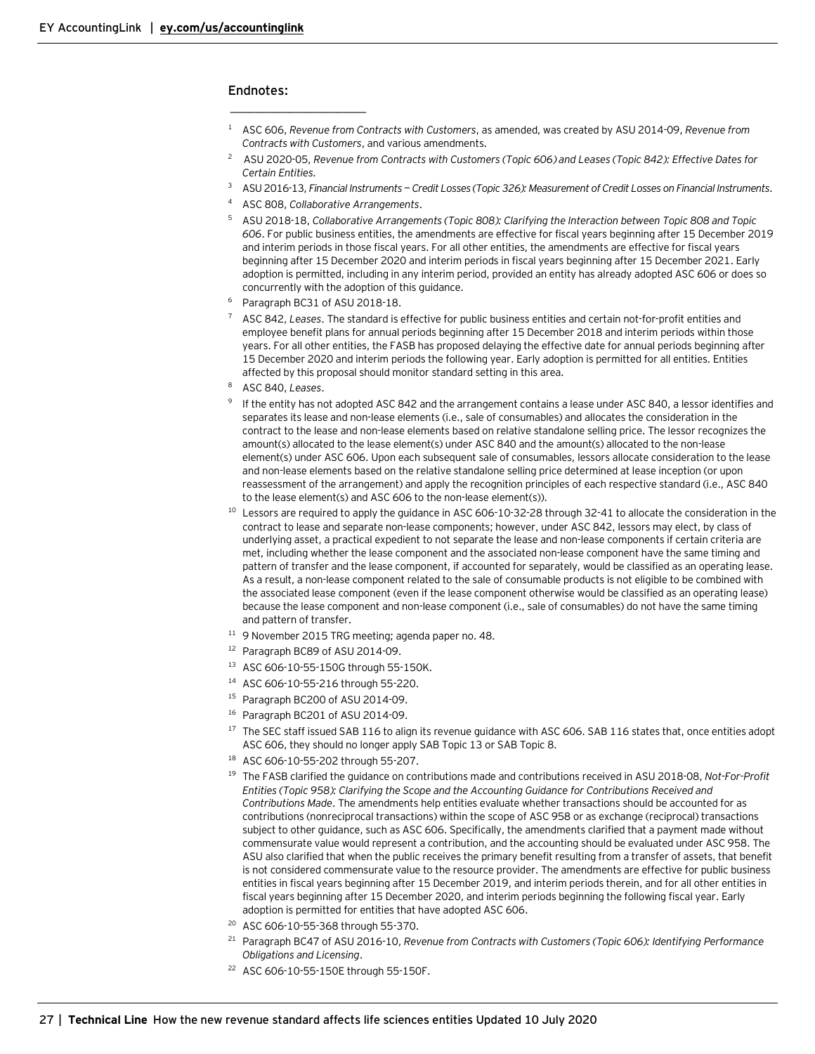## Endnotes:

[1] ASC 606, *Revenue from Contracts with Customers*, as amended, was created by ASU 2014-09, *Revenue from Contracts with Customers*, and various amendments.

[2] ASU 2020-05, *Revenue from Contracts with Customers (Topic 606) and Leases (Topic 842): Effective Dates for Certain Entities.*

[3] ASU 2016-13, *Financial Instruments — Credit Losses (Topic 326): Measurement of Credit Losses on Financial Instruments*.

[4] ASC 808, *Collaborative Arrangements*.

[5] ASU 2018-18, *Collaborative Arrangements (Topic 808): Clarifying the Interaction between Topic 808 and Topic 606*. For public business entities, the amendments are effective for fiscal years beginning after 15 December 2019 and interim periods in those fiscal years. For all other entities, the amendments are effective for fiscal years beginning after 15 December 2020 and interim periods in fiscal years beginning after 15 December 2021. Early adoption is permitted, including in any interim period, provided an entity has already adopted ASC 606 or does so concurrently with the adoption of this guidance.

[6] Paragraph BC31 of ASU 2018-18.

[7] ASC 842, *Leases*. The standard is effective for public business entities and certain not-for-profit entities and employee benefit plans for annual periods beginning after 15 December 2018 and interim periods within those years. For all other entities, the FASB has proposed delaying the effective date for annual periods beginning after 15 December 2020 and interim periods the following year. Early adoption is permitted for all entities. Entities affected by this proposal should monitor standard setting in this area.

[8] ASC 840, *Leases*.

[9] If the entity has not adopted ASC 842 and the arrangement contains a lease under ASC 840, a lessor identifies and separates its lease and non-lease elements (i.e., sale of consumables) and allocates the consideration in the contract to the lease and non-lease elements based on relative standalone selling price. The lessor recognizes the amount(s) allocated to the lease element(s) under ASC 840 and the amount(s) allocated to the non-lease element(s) under ASC 606. Upon each subsequent sale of consumables, lessors allocate consideration to the lease and non-lease elements based on the relative standalone selling price determined at lease inception (or upon reassessment of the arrangement) and apply the recognition principles of each respective standard (i.e., ASC 840 to the lease element(s) and ASC 606 to the non-lease element(s)).

[10] Lessors are required to apply the guidance in ASC 606-10-32-28 through 32-41 to allocate the consideration in the contract to lease and separate non-lease components; however, under ASC 842, lessors may elect, by class of underlying asset, a practical expedient to not separate the lease and non-lease components if certain criteria are met, including whether the lease component and the associated non-lease component have the same timing and pattern of transfer and the lease component, if accounted for separately, would be classified as an operating lease. As a result, a non-lease component related to the sale of consumable products is not eligible to be combined with the associated lease component (even if the lease component otherwise would be classified as an operating lease) because the lease component and non-lease component (i.e., sale of consumables) do not have the same timing and pattern of transfer.

[11] 9 November 2015 TRG meeting; agenda paper no. 48.

[12] Paragraph BC89 of ASU 2014-09.

[13] ASC 606-10-55-150G through 55-150K.

[14] ASC 606-10-55-216 through 55-220.

[15] Paragraph BC200 of ASU 2014-09.

[16] Paragraph BC201 of ASU 2014-09.

[17] The SEC staff issued SAB 116 to align its revenue guidance with ASC 606. SAB 116 states that, once entities adopt ASC 606, they should no longer apply SAB Topic 13 or SAB Topic 8.

[18] ASC 606-10-55-202 through 55-207.

[19] The FASB clarified the guidance on contributions made and contributions received in ASU 2018-08, *Not-For-Profit Entities (Topic 958): Clarifying the Scope and the Accounting Guidance for Contributions Received and Contributions Made*. The amendments help entities evaluate whether transactions should be accounted for as contributions (nonreciprocal transactions) within the scope of ASC 958 or as exchange (reciprocal) transactions subject to other guidance, such as ASC 606. Specifically, the amendments clarified that a payment made without commensurate value would represent a contribution, and the accounting should be evaluated under ASC 958. The ASU also clarified that when the public receives the primary benefit resulting from a transfer of assets, that benefit is not considered commensurate value to the resource provider. The amendments are effective for public business entities in fiscal years beginning after 15 December 2019, and interim periods therein, and for all other entities in fiscal years beginning after 15 December 2020, and interim periods beginning the following fiscal year. Early adoption is permitted for entities that have adopted ASC 606.

[20] ASC 606-10-55-368 through 55-370.

[21] Paragraph BC47 of ASU 2016-10, *Revenue from Contracts with Customers (Topic 606): Identifying Performance Obligations and Licensing*.

[22] ASC 606-10-55-150E through 55-150F.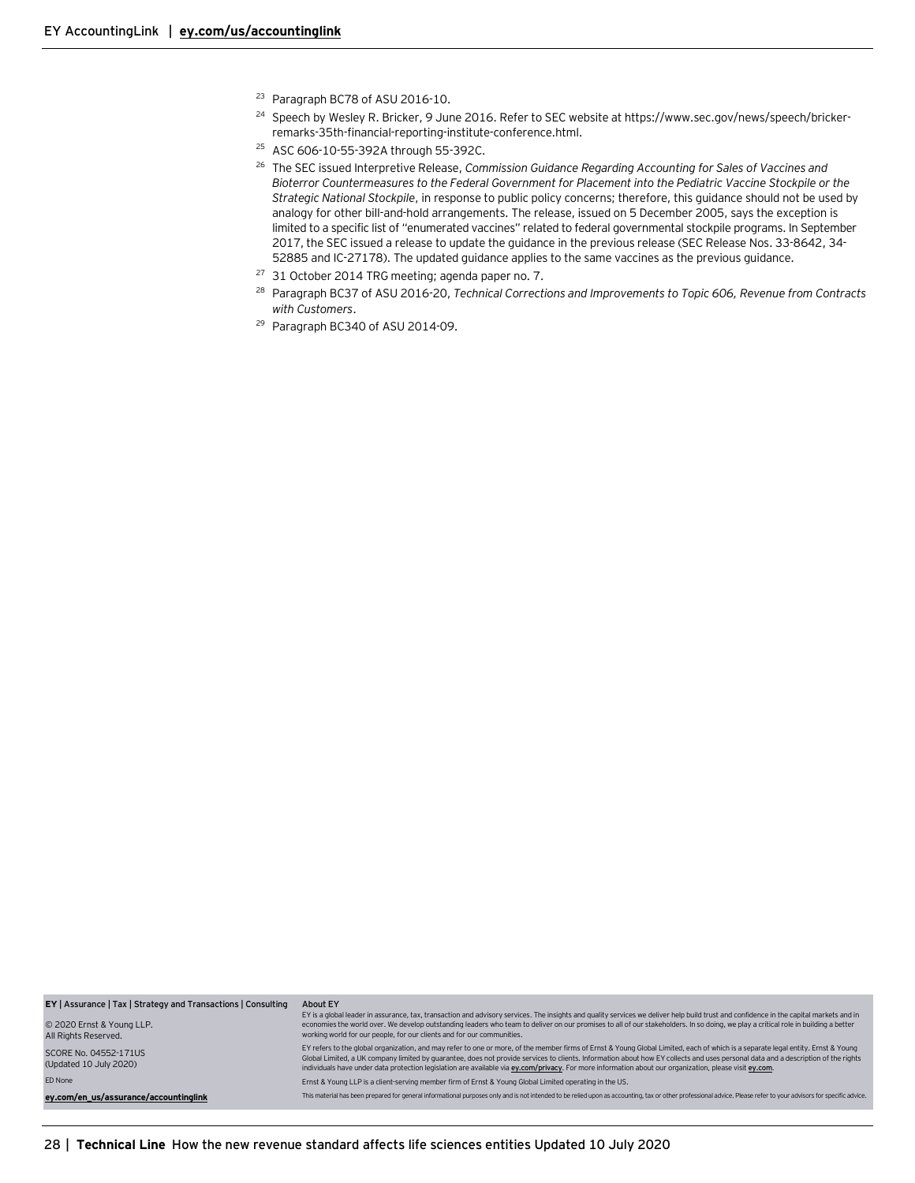[23] Paragraph BC78 of ASU 2016-10.

[24] Speech by Wesley R. Bricker, 9 June 2016. Refer to SEC website at https://www.sec.gov/news/speech/bricker-remarks-35th-financial-reporting-institute-conference.html.

[25] ASC 606-10-55-392A through 55-392C.

[26] The SEC issued Interpretive Release, *Commission Guidance Regarding Accounting for Sales of Vaccines and Bioterror Countermeasures to the Federal Government for Placement into the Pediatric Vaccine Stockpile or the Strategic National Stockpile*, in response to public policy concerns; therefore, this guidance should not be used by analogy for other bill-and-hold arrangements. The release, issued on 5 December 2005, says the exception is limited to a specific list of "enumerated vaccines" related to federal governmental stockpile programs. In September 2017, the SEC issued a release to update the guidance in the previous release (SEC Release Nos. 33-8642, 34-52885 and IC-27178). The updated guidance applies to the same vaccines as the previous guidance.

[27] 31 October 2014 TRG meeting; agenda paper no. 7.

[28] Paragraph BC37 of ASU 2016-20, *Technical Corrections and Improvements to Topic 606, Revenue from Contracts with Customers*.

[29] Paragraph BC340 of ASU 2014-09.

**EY** | Assurance | Tax | Strategy and Transactions | Consulting

© 2020 Ernst & Young LLP.
All Rights Reserved.

SCORE No. 04552-171US
(Updated 10 July 2020)

ED None

**ey.com/en_us/assurance/accountinglink**

About EY

EY is a global leader in assurance, tax, transaction and advisory services. The insights and quality services we deliver help build trust and confidence in the capital markets and in economies the world over. We develop outstanding leaders who team to deliver on our promises to all of our stakeholders. In so doing, we play a critical role in building a better working world for our people, for our clients and for our communities.

EY refers to the global organization, and may refer to one or more, of the member firms of Ernst & Young Global Limited, each of which is a separate legal entity. Ernst & Young Global Limited, a UK company limited by guarantee, does not provide services to clients. Information about how EY collects and uses personal data and a description of the rights individuals have under data protection legislation are available via **ey.com/privacy**. For more information about our organization, please visit **ey.com**.

Ernst & Young LLP is a client-serving member firm of Ernst & Young Global Limited operating in the US.

This material has been prepared for general informational purposes only and is not intended to be relied upon as accounting, tax or other professional advice. Please refer to your advisors for specific advice.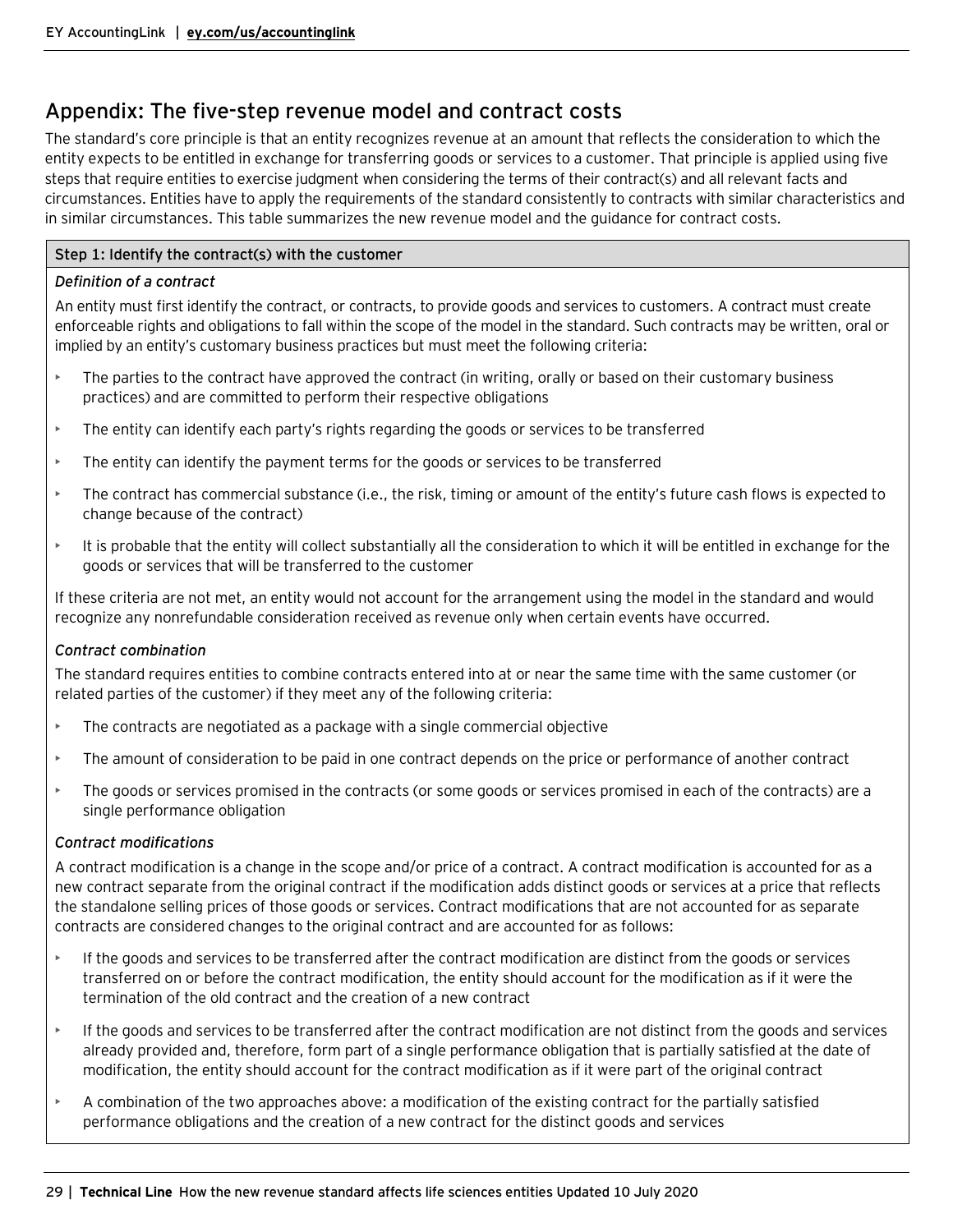## Appendix: The five-step revenue model and contract costs

The standard's core principle is that an entity recognizes revenue at an amount that reflects the consideration to which the entity expects to be entitled in exchange for transferring goods or services to a customer. That principle is applied using five steps that require entities to exercise judgment when considering the terms of their contract(s) and all relevant facts and circumstances. Entities have to apply the requirements of the standard consistently to contracts with similar characteristics and in similar circumstances. This table summarizes the new revenue model and the guidance for contract costs.

### Step 1: Identify the contract(s) with the customer

*Definition of a contract*

An entity must first identify the contract, or contracts, to provide goods and services to customers. A contract must create enforceable rights and obligations to fall within the scope of the model in the standard. Such contracts may be written, oral or implied by an entity's customary business practices but must meet the following criteria:

- The parties to the contract have approved the contract (in writing, orally or based on their customary business practices) and are committed to perform their respective obligations
- The entity can identify each party's rights regarding the goods or services to be transferred
- The entity can identify the payment terms for the goods or services to be transferred
- The contract has commercial substance (i.e., the risk, timing or amount of the entity's future cash flows is expected to change because of the contract)
- It is probable that the entity will collect substantially all the consideration to which it will be entitled in exchange for the goods or services that will be transferred to the customer

If these criteria are not met, an entity would not account for the arrangement using the model in the standard and would recognize any nonrefundable consideration received as revenue only when certain events have occurred.

*Contract combination*

The standard requires entities to combine contracts entered into at or near the same time with the same customer (or related parties of the customer) if they meet any of the following criteria:

- The contracts are negotiated as a package with a single commercial objective
- The amount of consideration to be paid in one contract depends on the price or performance of another contract
- The goods or services promised in the contracts (or some goods or services promised in each of the contracts) are a single performance obligation

*Contract modifications*

A contract modification is a change in the scope and/or price of a contract. A contract modification is accounted for as a new contract separate from the original contract if the modification adds distinct goods or services at a price that reflects the standalone selling prices of those goods or services. Contract modifications that are not accounted for as separate contracts are considered changes to the original contract and are accounted for as follows:

- If the goods and services to be transferred after the contract modification are distinct from the goods or services transferred on or before the contract modification, the entity should account for the modification as if it were the termination of the old contract and the creation of a new contract
- If the goods and services to be transferred after the contract modification are not distinct from the goods and services already provided and, therefore, form part of a single performance obligation that is partially satisfied at the date of modification, the entity should account for the contract modification as if it were part of the original contract
- A combination of the two approaches above: a modification of the existing contract for the partially satisfied performance obligations and the creation of a new contract for the distinct goods and services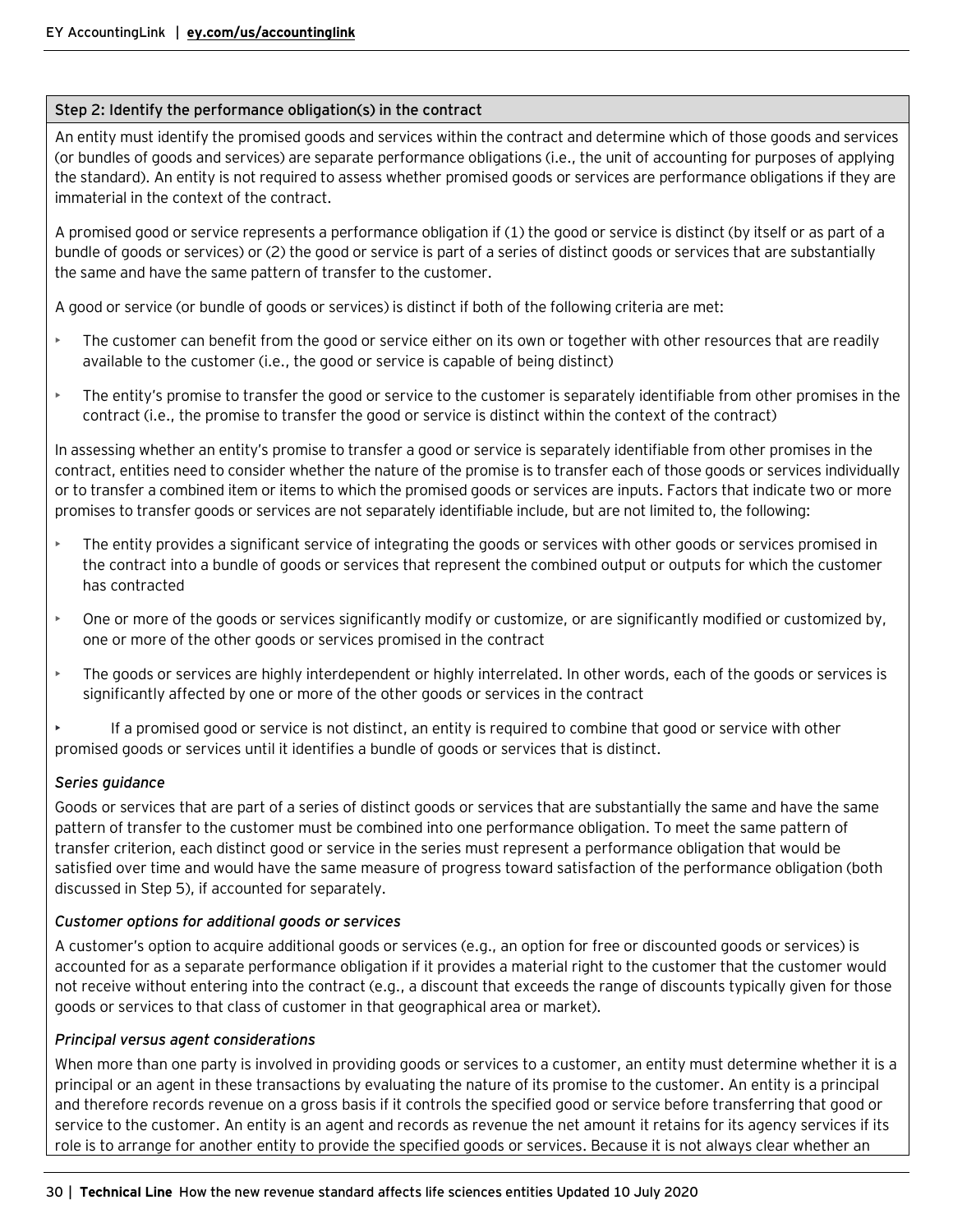### Step 2: Identify the performance obligation(s) in the contract

An entity must identify the promised goods and services within the contract and determine which of those goods and services (or bundles of goods and services) are separate performance obligations (i.e., the unit of accounting for purposes of applying the standard). An entity is not required to assess whether promised goods or services are performance obligations if they are immaterial in the context of the contract.

A promised good or service represents a performance obligation if (1) the good or service is distinct (by itself or as part of a bundle of goods or services) or (2) the good or service is part of a series of distinct goods or services that are substantially the same and have the same pattern of transfer to the customer.

A good or service (or bundle of goods or services) is distinct if both of the following criteria are met:

- The customer can benefit from the good or service either on its own or together with other resources that are readily available to the customer (i.e., the good or service is capable of being distinct)
- The entity's promise to transfer the good or service to the customer is separately identifiable from other promises in the contract (i.e., the promise to transfer the good or service is distinct within the context of the contract)

In assessing whether an entity's promise to transfer a good or service is separately identifiable from other promises in the contract, entities need to consider whether the nature of the promise is to transfer each of those goods or services individually or to transfer a combined item or items to which the promised goods or services are inputs. Factors that indicate two or more promises to transfer goods or services are not separately identifiable include, but are not limited to, the following:

- The entity provides a significant service of integrating the goods or services with other goods or services promised in the contract into a bundle of goods or services that represent the combined output or outputs for which the customer has contracted
- One or more of the goods or services significantly modify or customize, or are significantly modified or customized by, one or more of the other goods or services promised in the contract
- The goods or services are highly interdependent or highly interrelated. In other words, each of the goods or services is significantly affected by one or more of the other goods or services in the contract
- If a promised good or service is not distinct, an entity is required to combine that good or service with other promised goods or services until it identifies a bundle of goods or services that is distinct.

*Series guidance*

Goods or services that are part of a series of distinct goods or services that are substantially the same and have the same pattern of transfer to the customer must be combined into one performance obligation. To meet the same pattern of transfer criterion, each distinct good or service in the series must represent a performance obligation that would be satisfied over time and would have the same measure of progress toward satisfaction of the performance obligation (both discussed in Step 5), if accounted for separately.

*Customer options for additional goods or services*

A customer's option to acquire additional goods or services (e.g., an option for free or discounted goods or services) is accounted for as a separate performance obligation if it provides a material right to the customer that the customer would not receive without entering into the contract (e.g., a discount that exceeds the range of discounts typically given for those goods or services to that class of customer in that geographical area or market).

*Principal versus agent considerations*

When more than one party is involved in providing goods or services to a customer, an entity must determine whether it is a principal or an agent in these transactions by evaluating the nature of its promise to the customer. An entity is a principal and therefore records revenue on a gross basis if it controls the specified good or service before transferring that good or service to the customer. An entity is an agent and records as revenue the net amount it retains for its agency services if its role is to arrange for another entity to provide the specified goods or services. Because it is not always clear whether an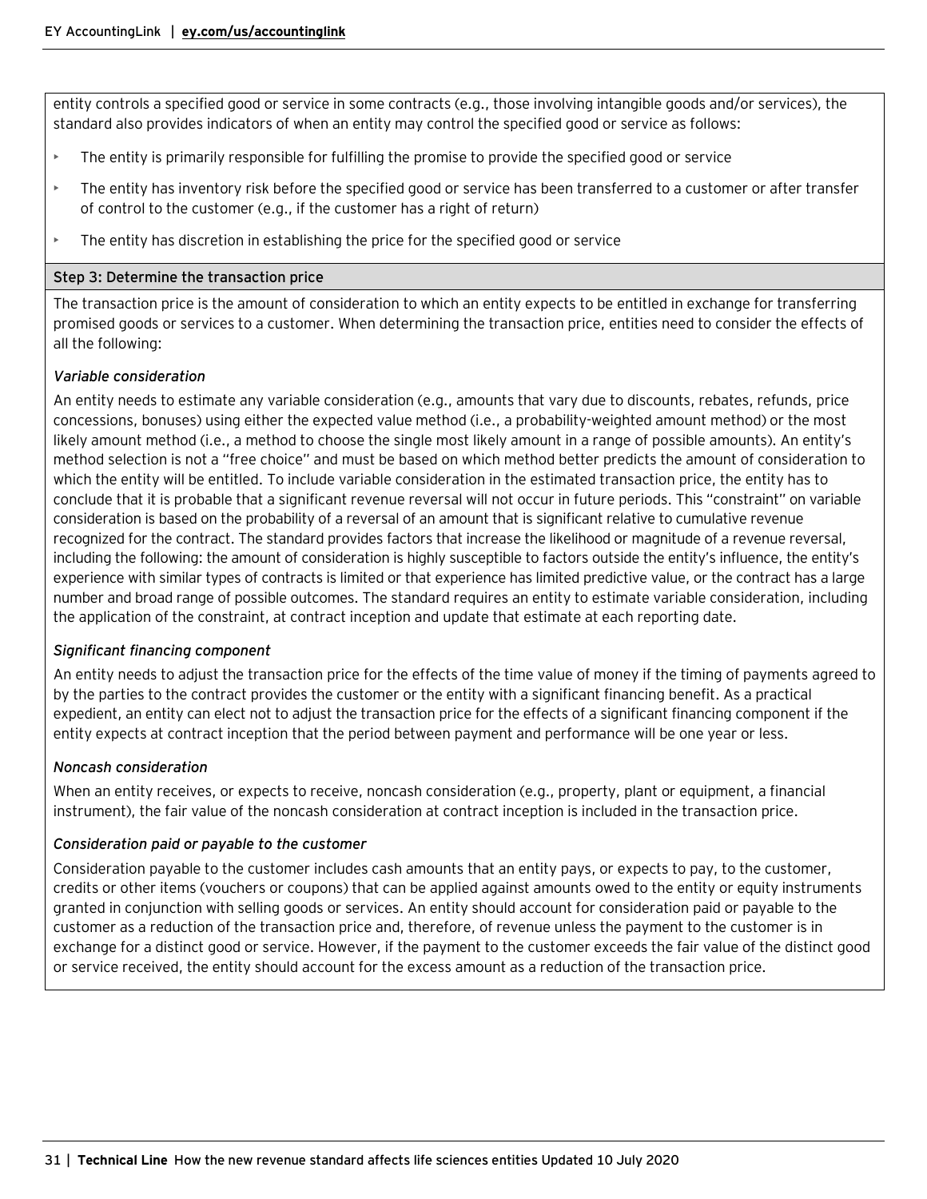entity controls a specified good or service in some contracts (e.g., those involving intangible goods and/or services), the standard also provides indicators of when an entity may control the specified good or service as follows:

- The entity is primarily responsible for fulfilling the promise to provide the specified good or service
- The entity has inventory risk before the specified good or service has been transferred to a customer or after transfer of control to the customer (e.g., if the customer has a right of return)
- The entity has discretion in establishing the price for the specified good or service

**Step 3: Determine the transaction price**

The transaction price is the amount of consideration to which an entity expects to be entitled in exchange for transferring promised goods or services to a customer. When determining the transaction price, entities need to consider the effects of all the following:

*Variable consideration*

An entity needs to estimate any variable consideration (e.g., amounts that vary due to discounts, rebates, refunds, price concessions, bonuses) using either the expected value method (i.e., a probability-weighted amount method) or the most likely amount method (i.e., a method to choose the single most likely amount in a range of possible amounts). An entity's method selection is not a "free choice" and must be based on which method better predicts the amount of consideration to which the entity will be entitled. To include variable consideration in the estimated transaction price, the entity has to conclude that it is probable that a significant revenue reversal will not occur in future periods. This "constraint" on variable consideration is based on the probability of a reversal of an amount that is significant relative to cumulative revenue recognized for the contract. The standard provides factors that increase the likelihood or magnitude of a revenue reversal, including the following: the amount of consideration is highly susceptible to factors outside the entity's influence, the entity's experience with similar types of contracts is limited or that experience has limited predictive value, or the contract has a large number and broad range of possible outcomes. The standard requires an entity to estimate variable consideration, including the application of the constraint, at contract inception and update that estimate at each reporting date.

*Significant financing component*

An entity needs to adjust the transaction price for the effects of the time value of money if the timing of payments agreed to by the parties to the contract provides the customer or the entity with a significant financing benefit. As a practical expedient, an entity can elect not to adjust the transaction price for the effects of a significant financing component if the entity expects at contract inception that the period between payment and performance will be one year or less.

*Noncash consideration*

When an entity receives, or expects to receive, noncash consideration (e.g., property, plant or equipment, a financial instrument), the fair value of the noncash consideration at contract inception is included in the transaction price.

*Consideration paid or payable to the customer*

Consideration payable to the customer includes cash amounts that an entity pays, or expects to pay, to the customer, credits or other items (vouchers or coupons) that can be applied against amounts owed to the entity or equity instruments granted in conjunction with selling goods or services. An entity should account for consideration paid or payable to the customer as a reduction of the transaction price and, therefore, of revenue unless the payment to the customer is in exchange for a distinct good or service. However, if the payment to the customer exceeds the fair value of the distinct good or service received, the entity should account for the excess amount as a reduction of the transaction price.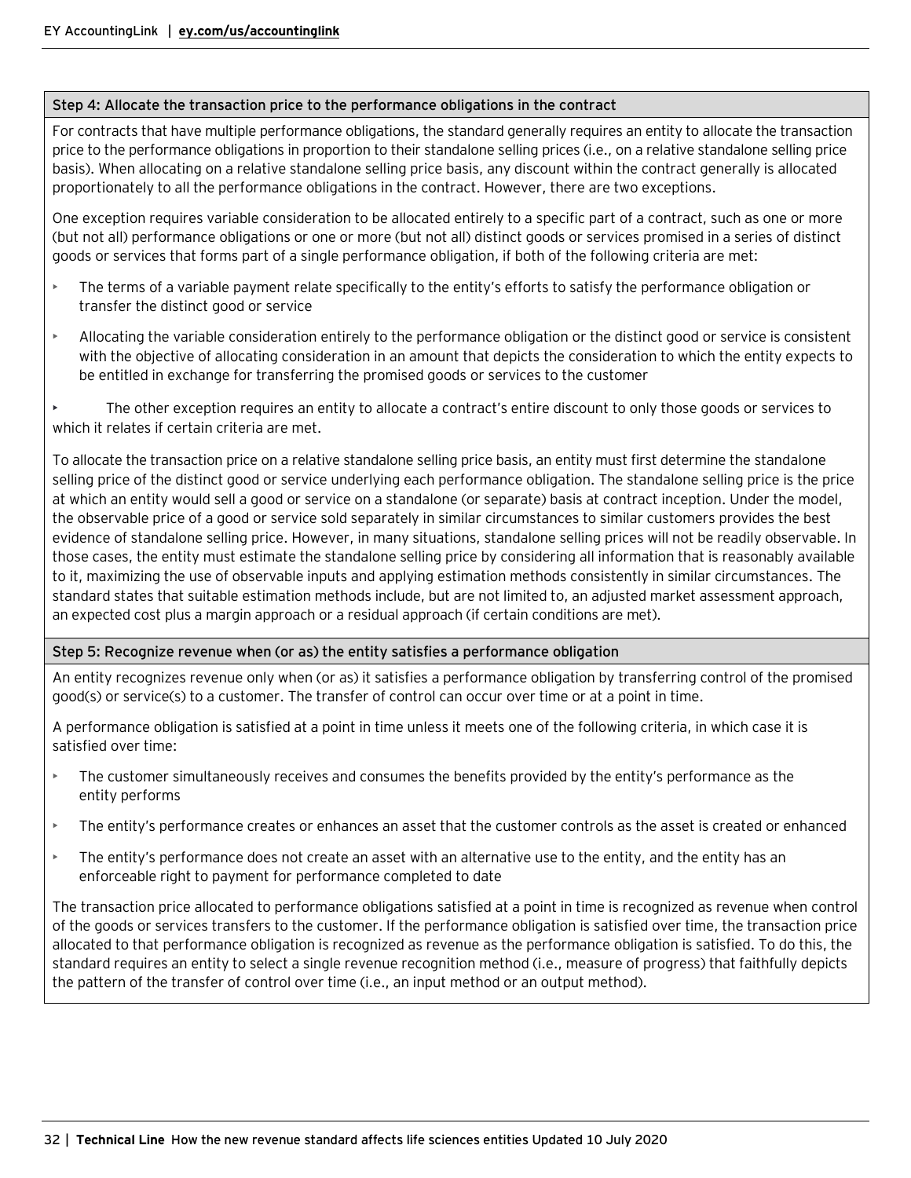### Step 4: Allocate the transaction price to the performance obligations in the contract

For contracts that have multiple performance obligations, the standard generally requires an entity to allocate the transaction price to the performance obligations in proportion to their standalone selling prices (i.e., on a relative standalone selling price basis). When allocating on a relative standalone selling price basis, any discount within the contract generally is allocated proportionately to all the performance obligations in the contract. However, there are two exceptions.

One exception requires variable consideration to be allocated entirely to a specific part of a contract, such as one or more (but not all) performance obligations or one or more (but not all) distinct goods or services promised in a series of distinct goods or services that forms part of a single performance obligation, if both of the following criteria are met:

- The terms of a variable payment relate specifically to the entity's efforts to satisfy the performance obligation or transfer the distinct good or service
- Allocating the variable consideration entirely to the performance obligation or the distinct good or service is consistent with the objective of allocating consideration in an amount that depicts the consideration to which the entity expects to be entitled in exchange for transferring the promised goods or services to the customer
- The other exception requires an entity to allocate a contract's entire discount to only those goods or services to which it relates if certain criteria are met.

To allocate the transaction price on a relative standalone selling price basis, an entity must first determine the standalone selling price of the distinct good or service underlying each performance obligation. The standalone selling price is the price at which an entity would sell a good or service on a standalone (or separate) basis at contract inception. Under the model, the observable price of a good or service sold separately in similar circumstances to similar customers provides the best evidence of standalone selling price. However, in many situations, standalone selling prices will not be readily observable. In those cases, the entity must estimate the standalone selling price by considering all information that is reasonably available to it, maximizing the use of observable inputs and applying estimation methods consistently in similar circumstances. The standard states that suitable estimation methods include, but are not limited to, an adjusted market assessment approach, an expected cost plus a margin approach or a residual approach (if certain conditions are met).

### Step 5: Recognize revenue when (or as) the entity satisfies a performance obligation

An entity recognizes revenue only when (or as) it satisfies a performance obligation by transferring control of the promised good(s) or service(s) to a customer. The transfer of control can occur over time or at a point in time.

A performance obligation is satisfied at a point in time unless it meets one of the following criteria, in which case it is satisfied over time:

- The customer simultaneously receives and consumes the benefits provided by the entity's performance as the entity performs
- The entity's performance creates or enhances an asset that the customer controls as the asset is created or enhanced
- The entity's performance does not create an asset with an alternative use to the entity, and the entity has an enforceable right to payment for performance completed to date

The transaction price allocated to performance obligations satisfied at a point in time is recognized as revenue when control of the goods or services transfers to the customer. If the performance obligation is satisfied over time, the transaction price allocated to that performance obligation is recognized as revenue as the performance obligation is satisfied. To do this, the standard requires an entity to select a single revenue recognition method (i.e., measure of progress) that faithfully depicts the pattern of the transfer of control over time (i.e., an input method or an output method).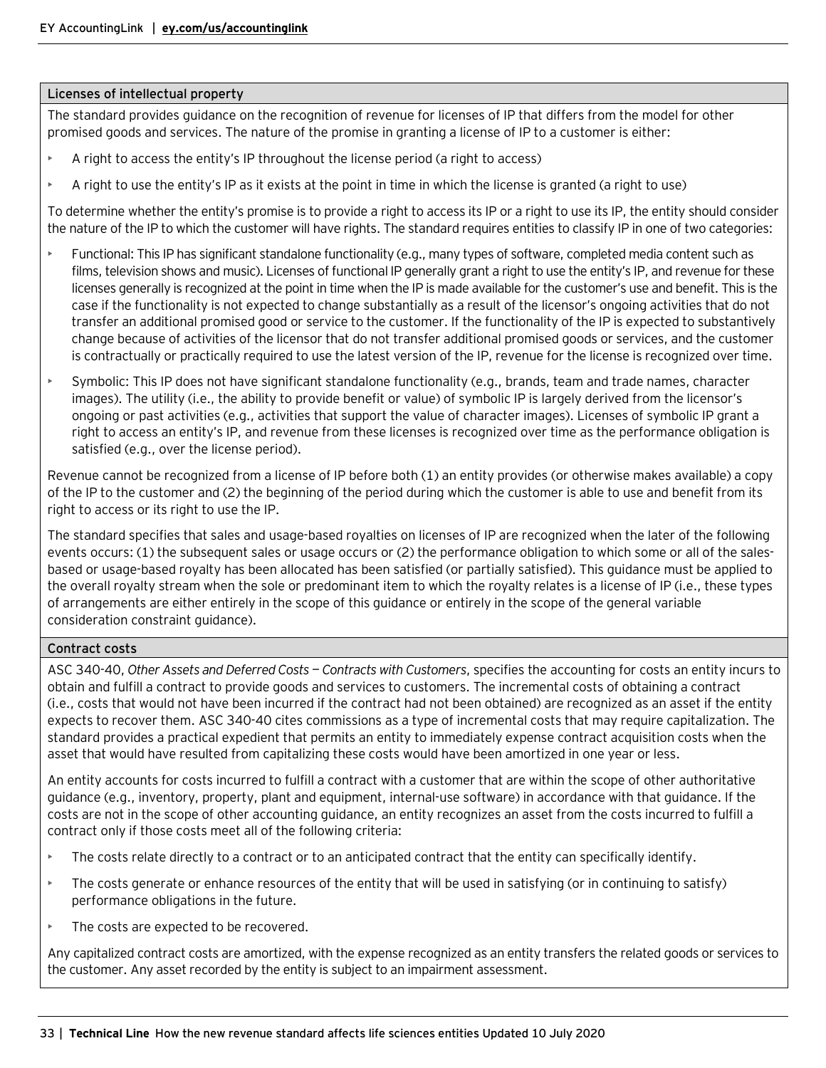### Licenses of intellectual property

The standard provides guidance on the recognition of revenue for licenses of IP that differs from the model for other promised goods and services. The nature of the promise in granting a license of IP to a customer is either:

- A right to access the entity's IP throughout the license period (a right to access)
- A right to use the entity's IP as it exists at the point in time in which the license is granted (a right to use)

To determine whether the entity's promise is to provide a right to access its IP or a right to use its IP, the entity should consider the nature of the IP to which the customer will have rights. The standard requires entities to classify IP in one of two categories:

- Functional: This IP has significant standalone functionality (e.g., many types of software, completed media content such as films, television shows and music). Licenses of functional IP generally grant a right to use the entity's IP, and revenue for these licenses generally is recognized at the point in time when the IP is made available for the customer's use and benefit. This is the case if the functionality is not expected to change substantially as a result of the licensor's ongoing activities that do not transfer an additional promised good or service to the customer. If the functionality of the IP is expected to substantively change because of activities of the licensor that do not transfer additional promised goods or services, and the customer is contractually or practically required to use the latest version of the IP, revenue for the license is recognized over time.
- Symbolic: This IP does not have significant standalone functionality (e.g., brands, team and trade names, character images). The utility (i.e., the ability to provide benefit or value) of symbolic IP is largely derived from the licensor's ongoing or past activities (e.g., activities that support the value of character images). Licenses of symbolic IP grant a right to access an entity's IP, and revenue from these licenses is recognized over time as the performance obligation is satisfied (e.g., over the license period).

Revenue cannot be recognized from a license of IP before both (1) an entity provides (or otherwise makes available) a copy of the IP to the customer and (2) the beginning of the period during which the customer is able to use and benefit from its right to access or its right to use the IP.

The standard specifies that sales and usage-based royalties on licenses of IP are recognized when the later of the following events occurs: (1) the subsequent sales or usage occurs or (2) the performance obligation to which some or all of the sales-based or usage-based royalty has been allocated has been satisfied (or partially satisfied). This guidance must be applied to the overall royalty stream when the sole or predominant item to which the royalty relates is a license of IP (i.e., these types of arrangements are either entirely in the scope of this guidance or entirely in the scope of the general variable consideration constraint guidance).

### Contract costs

ASC 340-40, *Other Assets and Deferred Costs — Contracts with Customers*, specifies the accounting for costs an entity incurs to obtain and fulfill a contract to provide goods and services to customers. The incremental costs of obtaining a contract (i.e., costs that would not have been incurred if the contract had not been obtained) are recognized as an asset if the entity expects to recover them. ASC 340-40 cites commissions as a type of incremental costs that may require capitalization. The standard provides a practical expedient that permits an entity to immediately expense contract acquisition costs when the asset that would have resulted from capitalizing these costs would have been amortized in one year or less.

An entity accounts for costs incurred to fulfill a contract with a customer that are within the scope of other authoritative guidance (e.g., inventory, property, plant and equipment, internal-use software) in accordance with that guidance. If the costs are not in the scope of other accounting guidance, an entity recognizes an asset from the costs incurred to fulfill a contract only if those costs meet all of the following criteria:

- The costs relate directly to a contract or to an anticipated contract that the entity can specifically identify.
- The costs generate or enhance resources of the entity that will be used in satisfying (or in continuing to satisfy) performance obligations in the future.
- The costs are expected to be recovered.

Any capitalized contract costs are amortized, with the expense recognized as an entity transfers the related goods or services to the customer. Any asset recorded by the entity is subject to an impairment assessment.